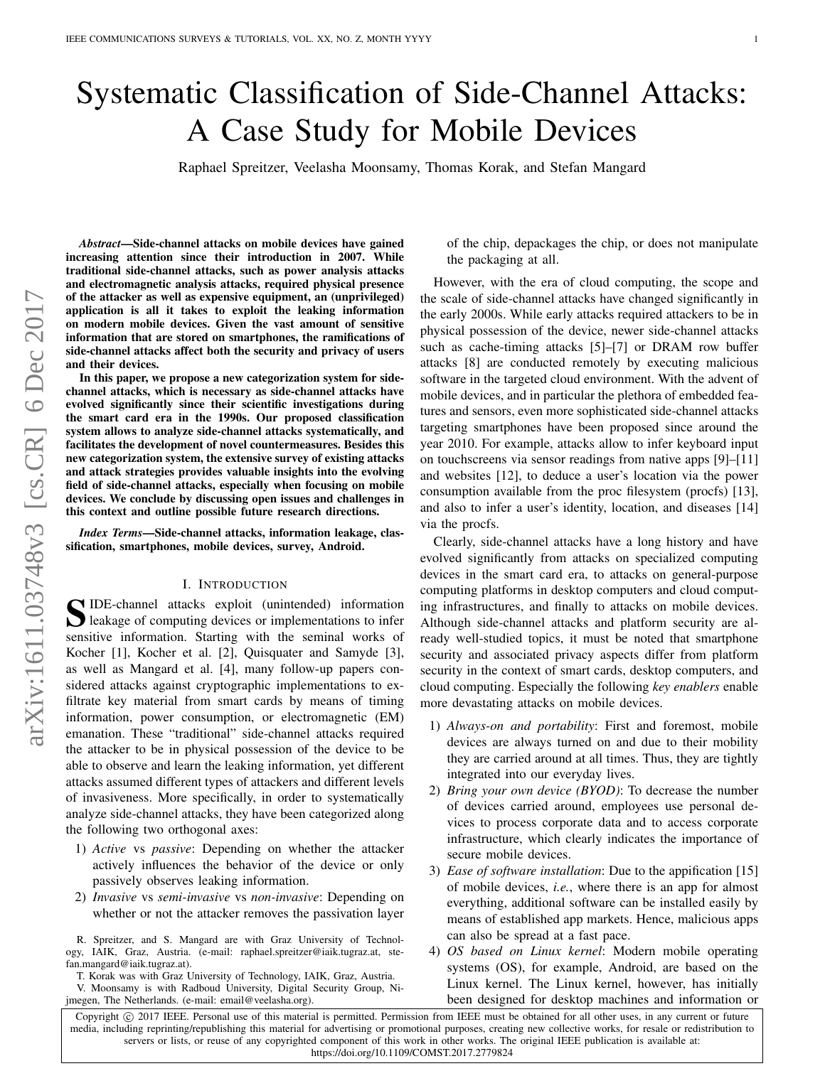# Systematic Classification of Side-Channel Attacks: A Case Study for Mobile Devices

Raphael Spreitzer, Veelasha Moonsamy, Thomas Korak, and Stefan Mangard

***Abstract*—Side-channel attacks on mobile devices have gained increasing attention since their introduction in 2007. While traditional side-channel attacks, such as power analysis attacks and electromagnetic analysis attacks, required physical presence of the attacker as well as expensive equipment, an (unprivileged) application is all it takes to exploit the leaking information on modern mobile devices. Given the vast amount of sensitive information that are stored on smartphones, the ramifications of side-channel attacks affect both the security and privacy of users and their devices.**

**In this paper, we propose a new categorization system for side-channel attacks, which is necessary as side-channel attacks have evolved significantly since their scientific investigations during the smart card era in the 1990s. Our proposed classification system allows to analyze side-channel attacks systematically, and facilitates the development of novel countermeasures. Besides this new categorization system, the extensive survey of existing attacks and attack strategies provides valuable insights into the evolving field of side-channel attacks, especially when focusing on mobile devices. We conclude by discussing open issues and challenges in this context and outline possible future research directions.**

***Index Terms*—Side-channel attacks, information leakage, classification, smartphones, mobile devices, survey, Android.**

## I. Introduction

Side-channel attacks exploit (unintended) information leakage of computing devices or implementations to infer sensitive information. Starting with the seminal works of Kocher [1], Kocher et al. [2], Quisquater and Samyde [3], as well as Mangard et al. [4], many follow-up papers considered attacks against cryptographic implementations to exfiltrate key material from smart cards by means of timing information, power consumption, or electromagnetic (EM) emanation. These "traditional" side-channel attacks required the attacker to be in physical possession of the device to be able to observe and learn the leaking information, yet different attacks assumed different types of attackers and different levels of invasiveness. More specifically, in order to systematically analyze side-channel attacks, they have been categorized along the following two orthogonal axes:

1) *Active* vs *passive*: Depending on whether the attacker actively influences the behavior of the device or only passively observes leaking information.
2) *Invasive* vs *semi-invasive* vs *non-invasive*: Depending on whether or not the attacker removes the passivation layer of the chip, depackages the chip, or does not manipulate the packaging at all.

However, with the era of cloud computing, the scope and the scale of side-channel attacks have changed significantly in the early 2000s. While early attacks required attackers to be in physical possession of the device, newer side-channel attacks such as cache-timing attacks [5]–[7] or DRAM row buffer attacks [8] are conducted remotely by executing malicious software in the targeted cloud environment. With the advent of mobile devices, and in particular the plethora of embedded features and sensors, even more sophisticated side-channel attacks targeting smartphones have been proposed since around the year 2010. For example, attacks allow to infer keyboard input on touchscreens via sensor readings from native apps [9]–[11] and websites [12], to deduce a user's location via the power consumption available from the proc filesystem (procfs) [13], and also to infer a user's identity, location, and diseases [14] via the procfs.

Clearly, side-channel attacks have a long history and have evolved significantly from attacks on specialized computing devices in the smart card era, to attacks on general-purpose computing platforms in desktop computers and cloud computing infrastructures, and finally to attacks on mobile devices. Although side-channel attacks and platform security are already well-studied topics, it must be noted that smartphone security and associated privacy aspects differ from platform security in the context of smart cards, desktop computers, and cloud computing. Especially the following *key enablers* enable more devastating attacks on mobile devices.

1) *Always-on and portability*: First and foremost, mobile devices are always turned on and due to their mobility they are carried around at all times. Thus, they are tightly integrated into our everyday lives.
2) *Bring your own device (BYOD)*: To decrease the number of devices carried around, employees use personal devices to process corporate data and to access corporate infrastructure, which clearly indicates the importance of secure mobile devices.
3) *Ease of software installation*: Due to the appification [15] of mobile devices, *i.e.*, where there is an app for almost everything, additional software can be installed easily by means of established app markets. Hence, malicious apps can also be spread at a fast pace.
4) *OS based on Linux kernel*: Modern mobile operating systems (OS), for example, Android, are based on the Linux kernel. The Linux kernel, however, has initially been designed for desktop machines and information or

R. Spreitzer, and S. Mangard are with Graz University of Technology, IAIK, Graz, Austria. (e-mail: raphael.spreitzer@iaik.tugraz.at, stefan.mangard@iaik.tugraz.at).

T. Korak was with Graz University of Technology, IAIK, Graz, Austria.

V. Moonsamy is with Radboud University, Digital Security Group, Nijmegen, The Netherlands. (e-mail: email@veelasha.org).

Copyright © 2017 IEEE. Personal use of this material is permitted. Permission from IEEE must be obtained for all other uses, in any current or future media, including reprinting/republishing this material for advertising or promotional purposes, creating new collective works, for resale or redistribution to servers or lists, or reuse of any copyrighted component of this work in other works. The original IEEE publication is available at: https://doi.org/10.1109/COMST.2017.2779824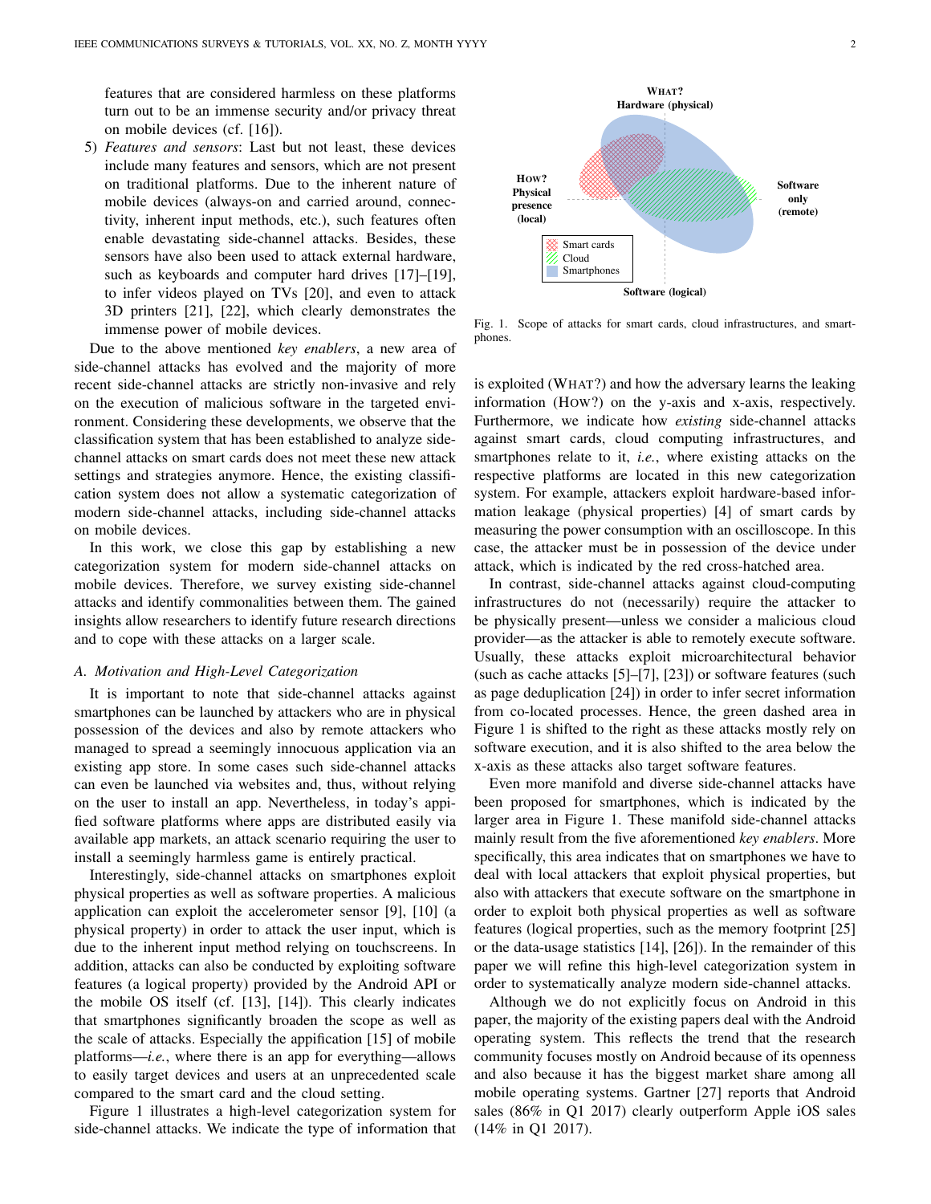features that are considered harmless on these platforms turn out to be an immense security and/or privacy threat on mobile devices (cf. [16]).

5) *Features and sensors*: Last but not least, these devices include many features and sensors, which are not present on traditional platforms. Due to the inherent nature of mobile devices (always-on and carried around, connectivity, inherent input methods, etc.), such features often enable devastating side-channel attacks. Besides, these sensors have also been used to attack external hardware, such as keyboards and computer hard drives [17]–[19], to infer videos played on TVs [20], and even to attack 3D printers [21], [22], which clearly demonstrates the immense power of mobile devices.

Due to the above mentioned *key enablers*, a new area of side-channel attacks has evolved and the majority of more recent side-channel attacks are strictly non-invasive and rely on the execution of malicious software in the targeted environment. Considering these developments, we observe that the classification system that has been established to analyze side-channel attacks on smart cards does not meet these new attack settings and strategies anymore. Hence, the existing classification system does not allow a systematic categorization of modern side-channel attacks, including side-channel attacks on mobile devices.

In this work, we close this gap by establishing a new categorization system for modern side-channel attacks on mobile devices. Therefore, we survey existing side-channel attacks and identify commonalities between them. The gained insights allow researchers to identify future research directions and to cope with these attacks on a larger scale.

### A. Motivation and High-Level Categorization

It is important to note that side-channel attacks against smartphones can be launched by attackers who are in physical possession of the devices and also by remote attackers who managed to spread a seemingly innocuous application via an existing app store. In some cases such side-channel attacks can even be launched via websites and, thus, without relying on the user to install an app. Nevertheless, in today's appified software platforms where apps are distributed easily via available app markets, an attack scenario requiring the user to install a seemingly harmless game is entirely practical.

Interestingly, side-channel attacks on smartphones exploit physical properties as well as software properties. A malicious application can exploit the accelerometer sensor [9], [10] (a physical property) in order to attack the user input, which is due to the inherent input method relying on touchscreens. In addition, attacks can also be conducted by exploiting software features (a logical property) provided by the Android API or the mobile OS itself (cf. [13], [14]). This clearly indicates that smartphones significantly broaden the scope as well as the scale of attacks. Especially the appification [15] of mobile platforms—*i.e.*, where there is an app for everything—allows to easily target devices and users at an unprecedented scale compared to the smart card and the cloud setting.

Figure 1 illustrates a high-level categorization system for side-channel attacks. We indicate the type of information that is exploited (WHAT?) and how the adversary learns the leaking information (HOW?) on the y-axis and x-axis, respectively. Furthermore, we indicate how *existing* side-channel attacks against smart cards, cloud computing infrastructures, and smartphones relate to it, *i.e.*, where existing attacks on the respective platforms are located in this new categorization system. For example, attackers exploit hardware-based information leakage (physical properties) [4] of smart cards by measuring the power consumption with an oscilloscope. In this case, the attacker must be in possession of the device under attack, which is indicated by the red cross-hatched area.

Fig. 1. Scope of attacks for smart cards, cloud infrastructures, and smartphones.

In contrast, side-channel attacks against cloud-computing infrastructures do not (necessarily) require the attacker to be physically present—unless we consider a malicious cloud provider—as the attacker is able to remotely execute software. Usually, these attacks exploit microarchitectural behavior (such as cache attacks [5]–[7], [23]) or software features (such as page deduplication [24]) in order to infer secret information from co-located processes. Hence, the green dashed area in Figure 1 is shifted to the right as these attacks mostly rely on software execution, and it is also shifted to the area below the x-axis as these attacks also target software features.

Even more manifold and diverse side-channel attacks have been proposed for smartphones, which is indicated by the larger area in Figure 1. These manifold side-channel attacks mainly result from the five aforementioned *key enablers*. More specifically, this area indicates that on smartphones we have to deal with local attackers that exploit physical properties, but also with attackers that execute software on the smartphone in order to exploit both physical properties as well as software features (logical properties, such as the memory footprint [25] or the data-usage statistics [14], [26]). In the remainder of this paper we will refine this high-level categorization system in order to systematically analyze modern side-channel attacks.

Although we do not explicitly focus on Android in this paper, the majority of the existing papers deal with the Android operating system. This reflects the trend that the research community focuses mostly on Android because of its openness and also because it has the biggest market share among all mobile operating systems. Gartner [27] reports that Android sales (86% in Q1 2017) clearly outperform Apple iOS sales (14% in Q1 2017).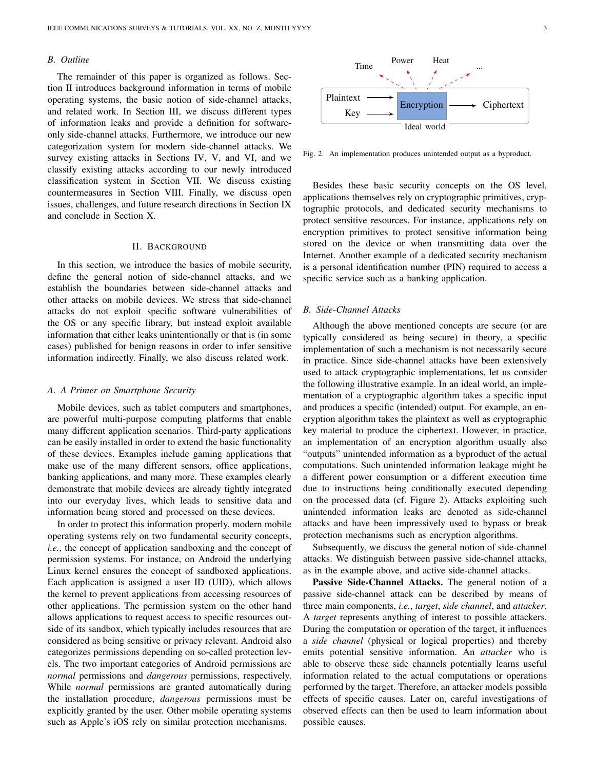## B. Outline

The remainder of this paper is organized as follows. Section II introduces background information in terms of mobile operating systems, the basic notion of side-channel attacks, and related work. In Section III, we discuss different types of information leaks and provide a definition for software-only side-channel attacks. Furthermore, we introduce our new categorization system for modern side-channel attacks. We survey existing attacks in Sections IV, V, and VI, and we classify existing attacks according to our newly introduced classification system in Section VII. We discuss existing countermeasures in Section VIII. Finally, we discuss open issues, challenges, and future research directions in Section IX and conclude in Section X.

# II. Background

In this section, we introduce the basics of mobile security, define the general notion of side-channel attacks, and we establish the boundaries between side-channel attacks and other attacks on mobile devices. We stress that side-channel attacks do not exploit specific software vulnerabilities of the OS or any specific library, but instead exploit available information that either leaks unintentionally or that is (in some cases) published for benign reasons in order to infer sensitive information indirectly. Finally, we also discuss related work.

## A. A Primer on Smartphone Security

Mobile devices, such as tablet computers and smartphones, are powerful multi-purpose computing platforms that enable many different application scenarios. Third-party applications can be easily installed in order to extend the basic functionality of these devices. Examples include gaming applications that make use of the many different sensors, office applications, banking applications, and many more. These examples clearly demonstrate that mobile devices are already tightly integrated into our everyday lives, which leads to sensitive data and information being stored and processed on these devices.

In order to protect this information properly, modern mobile operating systems rely on two fundamental security concepts, *i.e.*, the concept of application sandboxing and the concept of permission systems. For instance, on Android the underlying Linux kernel ensures the concept of sandboxed applications. Each application is assigned a user ID (UID), which allows the kernel to prevent applications from accessing resources of other applications. The permission system on the other hand allows applications to request access to specific resources outside of its sandbox, which typically includes resources that are considered as being sensitive or privacy relevant. Android also categorizes permissions depending on so-called protection levels. The two important categories of Android permissions are *normal* permissions and *dangerous* permissions, respectively. While *normal* permissions are granted automatically during the installation procedure, *dangerous* permissions must be explicitly granted by the user. Other mobile operating systems such as Apple's iOS rely on similar protection mechanisms.

Time | Power | Heat | ...

Plaintext → Encryption → Ciphertext
Key →
Ideal world

Fig. 2. An implementation produces unintended output as a byproduct.

Besides these basic security concepts on the OS level, applications themselves rely on cryptographic primitives, cryptographic protocols, and dedicated security mechanisms to protect sensitive resources. For instance, applications rely on encryption primitives to protect sensitive information being stored on the device or when transmitting data over the Internet. Another example of a dedicated security mechanism is a personal identification number (PIN) required to access a specific service such as a banking application.

## B. Side-Channel Attacks

Although the above mentioned concepts are secure (or are typically considered as being secure) in theory, a specific implementation of such a mechanism is not necessarily secure in practice. Since side-channel attacks have been extensively used to attack cryptographic implementations, let us consider the following illustrative example. In an ideal world, an implementation of a cryptographic algorithm takes a specific input and produces a specific (intended) output. For example, an encryption algorithm takes the plaintext as well as cryptographic key material to produce the ciphertext. However, in practice, an implementation of an encryption algorithm usually also "outputs" unintended information as a byproduct of the actual computations. Such unintended information leakage might be a different power consumption or a different execution time due to instructions being conditionally executed depending on the processed data (cf. Figure 2). Attacks exploiting such unintended information leaks are denoted as side-channel attacks and have been impressively used to bypass or break protection mechanisms such as encryption algorithms.

Subsequently, we discuss the general notion of side-channel attacks. We distinguish between passive side-channel attacks, as in the example above, and active side-channel attacks.

**Passive Side-Channel Attacks.** The general notion of a passive side-channel attack can be described by means of three main components, *i.e.*, *target*, *side channel*, and *attacker*. A *target* represents anything of interest to possible attackers. During the computation or operation of the target, it influences a *side channel* (physical or logical properties) and thereby emits potential sensitive information. An *attacker* who is able to observe these side channels potentially learns useful information related to the actual computations or operations performed by the target. Therefore, an attacker models possible effects of specific causes. Later on, careful investigations of observed effects can then be used to learn information about possible causes.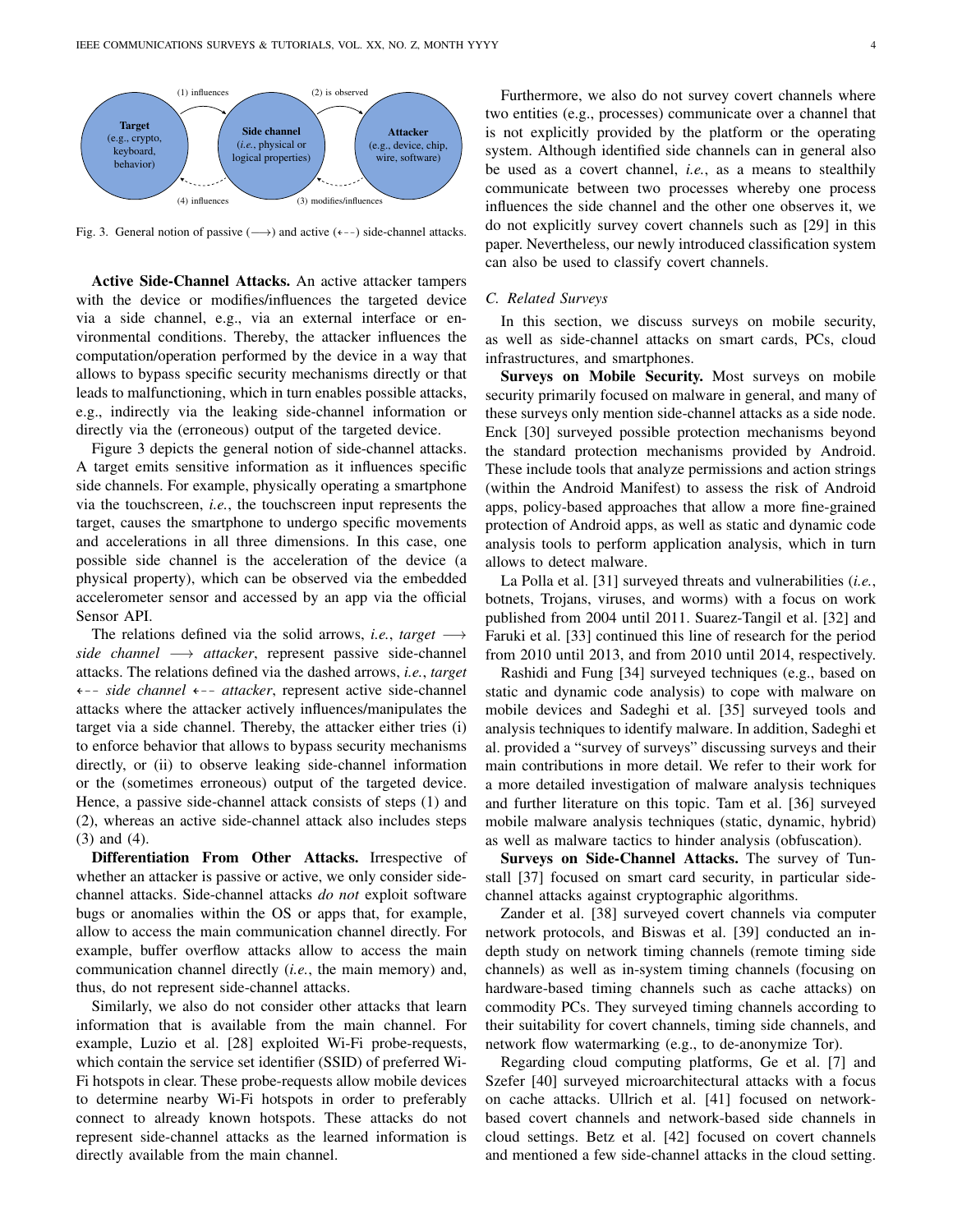Fig. 3. General notion of passive (⟶) and active (⇠) side-channel attacks.

**Active Side-Channel Attacks.** An active attacker tampers with the device or modifies/influences the targeted device via a side channel, e.g., via an external interface or environmental conditions. Thereby, the attacker influences the computation/operation performed by the device in a way that allows to bypass specific security mechanisms directly or that leads to malfunctioning, which in turn enables possible attacks, e.g., indirectly via the leaking side-channel information or directly via the (erroneous) output of the targeted device.

Figure 3 depicts the general notion of side-channel attacks. A target emits sensitive information as it influences specific side channels. For example, physically operating a smartphone via the touchscreen, *i.e.*, the touchscreen input represents the target, causes the smartphone to undergo specific movements and accelerations in all three dimensions. In this case, one possible side channel is the acceleration of the device (a physical property), which can be observed via the embedded accelerometer sensor and accessed by an app via the official Sensor API.

The relations defined via the solid arrows, *i.e.*, *target* ⟶ *side channel* ⟶ *attacker*, represent passive side-channel attacks. The relations defined via the dashed arrows, *i.e.*, *target* ⇠ *side channel* ⇠ *attacker*, represent active side-channel attacks where the attacker actively influences/manipulates the target via a side channel. Thereby, the attacker either tries (i) to enforce behavior that allows to bypass security mechanisms directly, or (ii) to observe leaking side-channel information or the (sometimes erroneous) output of the targeted device. Hence, a passive side-channel attack consists of steps (1) and (2), whereas an active side-channel attack also includes steps (3) and (4).

**Differentiation From Other Attacks.** Irrespective of whether an attacker is passive or active, we only consider side-channel attacks. Side-channel attacks *do not* exploit software bugs or anomalies within the OS or apps that, for example, allow to access the main communication channel directly. For example, buffer overflow attacks allow to access the main communication channel directly (*i.e.*, the main memory) and, thus, do not represent side-channel attacks.

Similarly, we also do not consider other attacks that learn information that is available from the main channel. For example, Luzio et al. [28] exploited Wi-Fi probe-requests, which contain the service set identifier (SSID) of preferred Wi-Fi hotspots in clear. These probe-requests allow mobile devices to determine nearby Wi-Fi hotspots in order to preferably connect to already known hotspots. These attacks do not represent side-channel attacks as the learned information is directly available from the main channel.

Furthermore, we also do not survey covert channels where two entities (e.g., processes) communicate over a channel that is not explicitly provided by the platform or the operating system. Although identified side channels can in general also be used as a covert channel, *i.e.*, as a means to stealthily communicate between two processes whereby one process influences the side channel and the other one observes it, we do not explicitly survey covert channels such as [29] in this paper. Nevertheless, our newly introduced classification system can also be used to classify covert channels.

### C. Related Surveys

In this section, we discuss surveys on mobile security, as well as side-channel attacks on smart cards, PCs, cloud infrastructures, and smartphones.

**Surveys on Mobile Security.** Most surveys on mobile security primarily focused on malware in general, and many of these surveys only mention side-channel attacks as a side node. Enck [30] surveyed possible protection mechanisms beyond the standard protection mechanisms provided by Android. These include tools that analyze permissions and action strings (within the Android Manifest) to assess the risk of Android apps, policy-based approaches that allow a more fine-grained protection of Android apps, as well as static and dynamic code analysis tools to perform application analysis, which in turn allows to detect malware.

La Polla et al. [31] surveyed threats and vulnerabilities (*i.e.*, botnets, Trojans, viruses, and worms) with a focus on work published from 2004 until 2011. Suarez-Tangil et al. [32] and Faruki et al. [33] continued this line of research for the period from 2010 until 2013, and from 2010 until 2014, respectively.

Rashidi and Fung [34] surveyed techniques (e.g., based on static and dynamic code analysis) to cope with malware on mobile devices and Sadeghi et al. [35] surveyed tools and analysis techniques to identify malware. In addition, Sadeghi et al. provided a "survey of surveys" discussing surveys and their main contributions in more detail. We refer to their work for a more detailed investigation of malware analysis techniques and further literature on this topic. Tam et al. [36] surveyed mobile malware analysis techniques (static, dynamic, hybrid) as well as malware tactics to hinder analysis (obfuscation).

**Surveys on Side-Channel Attacks.** The survey of Tunstall [37] focused on smart card security, in particular side-channel attacks against cryptographic algorithms.

Zander et al. [38] surveyed covert channels via computer network protocols, and Biswas et al. [39] conducted an in-depth study on network timing channels (remote timing side channels) as well as in-system timing channels (focusing on hardware-based timing channels such as cache attacks) on commodity PCs. They surveyed timing channels according to their suitability for covert channels, timing side channels, and network flow watermarking (e.g., to de-anonymize Tor).

Regarding cloud computing platforms, Ge et al. [7] and Szefer [40] surveyed microarchitectural attacks with a focus on cache attacks. Ullrich et al. [41] focused on network-based covert channels and network-based side channels in cloud settings. Betz et al. [42] focused on covert channels and mentioned a few side-channel attacks in the cloud setting.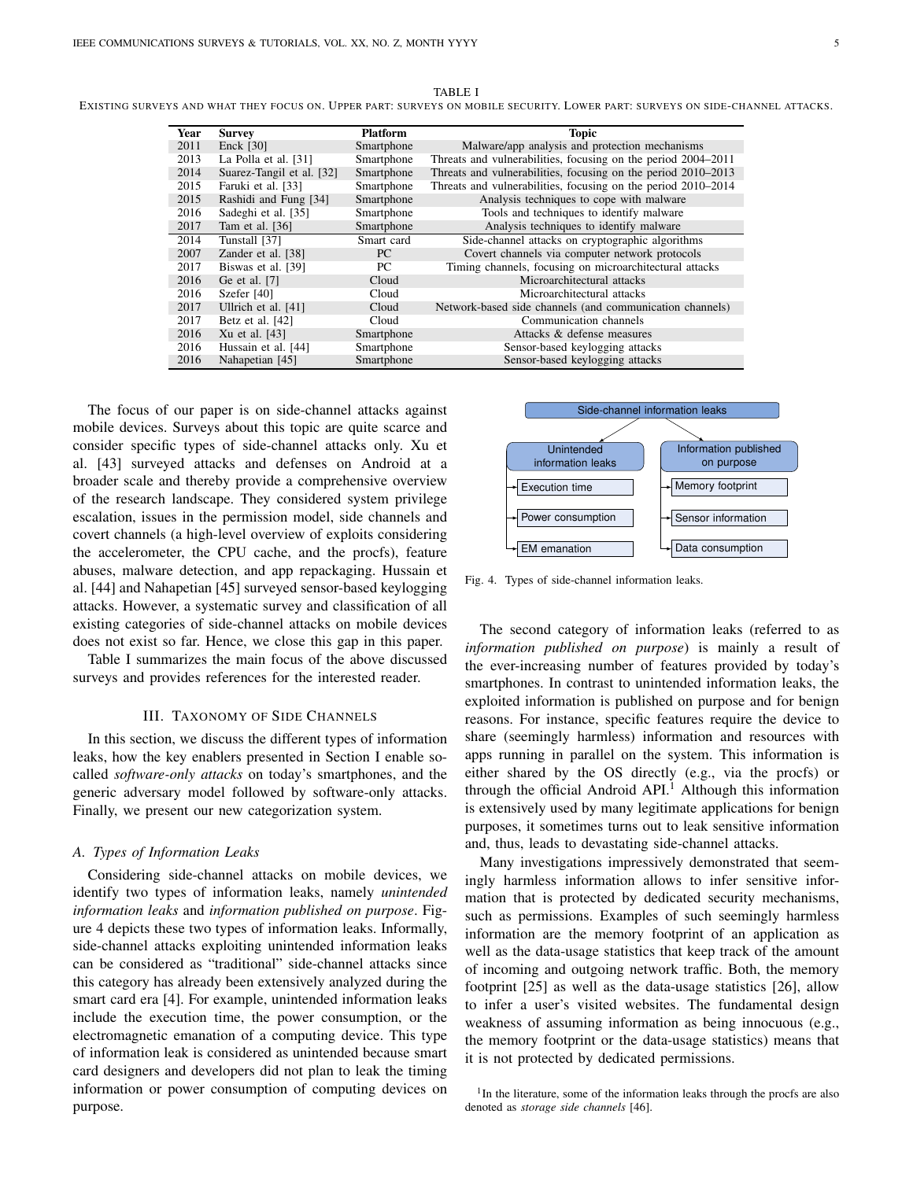TABLE I

EXISTING SURVEYS AND WHAT THEY FOCUS ON. UPPER PART: SURVEYS ON MOBILE SECURITY. LOWER PART: SURVEYS ON SIDE-CHANNEL ATTACKS.

| Year | Survey | Platform | Topic |
|---|---|---|---|
| 2011 | Enck [30] | Smartphone | Malware/app analysis and protection mechanisms |
| 2013 | La Polla et al. [31] | Smartphone | Threats and vulnerabilities, focusing on the period 2004–2011 |
| 2014 | Suarez-Tangil et al. [32] | Smartphone | Threats and vulnerabilities, focusing on the period 2010–2013 |
| 2015 | Faruki et al. [33] | Smartphone | Threats and vulnerabilities, focusing on the period 2010–2014 |
| 2015 | Rashidi and Fung [34] | Smartphone | Analysis techniques to cope with malware |
| 2016 | Sadeghi et al. [35] | Smartphone | Tools and techniques to identify malware |
| 2017 | Tam et al. [36] | Smartphone | Analysis techniques to identify malware |
| 2014 | Tunstall [37] | Smart card | Side-channel attacks on cryptographic algorithms |
| 2007 | Zander et al. [38] | PC | Covert channels via computer network protocols |
| 2017 | Biswas et al. [39] | PC | Timing channels, focusing on microarchitectural attacks |
| 2016 | Ge et al. [7] | Cloud | Microarchitectural attacks |
| 2016 | Szefer [40] | Cloud | Microarchitectural attacks |
| 2017 | Ullrich et al. [41] | Cloud | Network-based side channels (and communication channels) |
| 2017 | Betz et al. [42] | Cloud | Communication channels |
| 2016 | Xu et al. [43] | Smartphone | Attacks & defense measures |
| 2016 | Hussain et al. [44] | Smartphone | Sensor-based keylogging attacks |
| 2016 | Nahapetian [45] | Smartphone | Sensor-based keylogging attacks |

The focus of our paper is on side-channel attacks against mobile devices. Surveys about this topic are quite scarce and consider specific types of side-channel attacks only. Xu et al. [43] surveyed attacks and defenses on Android at a broader scale and thereby provide a comprehensive overview of the research landscape. They considered system privilege escalation, issues in the permission model, side channels and covert channels (a high-level overview of exploits considering the accelerometer, the CPU cache, and the procfs), feature abuses, malware detection, and app repackaging. Hussain et al. [44] and Nahapetian [45] surveyed sensor-based keylogging attacks. However, a systematic survey and classification of all existing categories of side-channel attacks on mobile devices does not exist so far. Hence, we close this gap in this paper.

Table I summarizes the main focus of the above discussed surveys and provides references for the interested reader.

## III. Taxonomy of Side Channels

In this section, we discuss the different types of information leaks, how the key enablers presented in Section I enable so-called *software-only attacks* on today's smartphones, and the generic adversary model followed by software-only attacks. Finally, we present our new categorization system.

### A. Types of Information Leaks

Considering side-channel attacks on mobile devices, we identify two types of information leaks, namely *unintended information leaks* and *information published on purpose*. Figure 4 depicts these two types of information leaks. Informally, side-channel attacks exploiting unintended information leaks can be considered as "traditional" side-channel attacks since this category has already been extensively analyzed during the smart card era [4]. For example, unintended information leaks include the execution time, the power consumption, or the electromagnetic emanation of a computing device. This type of information leak is considered as unintended because smart card designers and developers did not plan to leak the timing information or power consumption of computing devices on purpose.

Side-channel information leaks
- Unintended information leaks
  - Execution time
  - Power consumption
  - EM emanation
- Information published on purpose
  - Memory footprint
  - Sensor information
  - Data consumption

Fig. 4. Types of side-channel information leaks.

The second category of information leaks (referred to as *information published on purpose*) is mainly a result of the ever-increasing number of features provided by today's smartphones. In contrast to unintended information leaks, the exploited information is published on purpose and for benign reasons. For instance, specific features require the device to share (seemingly harmless) information and resources with apps running in parallel on the system. This information is either shared by the OS directly (e.g., via the procfs) or through the official Android API.[1] Although this information is extensively used by many legitimate applications for benign purposes, it sometimes turns out to leak sensitive information and, thus, leads to devastating side-channel attacks.

Many investigations impressively demonstrated that seemingly harmless information allows to infer sensitive information that is protected by dedicated security mechanisms, such as permissions. Examples of such seemingly harmless information are the memory footprint of an application as well as the data-usage statistics that keep track of the amount of incoming and outgoing network traffic. Both, the memory footprint [25] as well as the data-usage statistics [26], allow to infer a user's visited websites. The fundamental design weakness of assuming information as being innocuous (e.g., the memory footprint or the data-usage statistics) means that it is not protected by dedicated permissions.

[1] In the literature, some of the information leaks through the procfs are also denoted as *storage side channels* [46].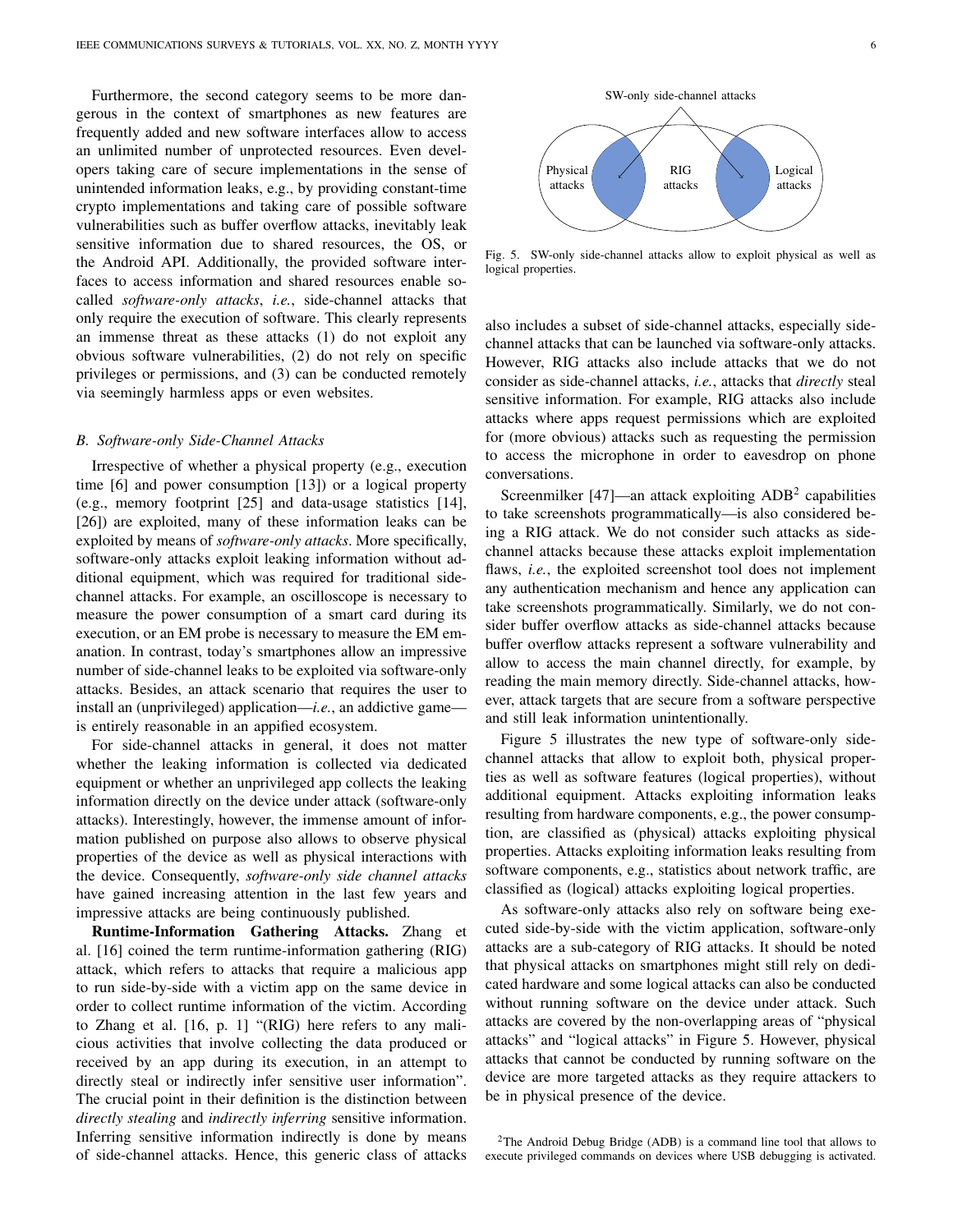Furthermore, the second category seems to be more dangerous in the context of smartphones as new features are frequently added and new software interfaces allow to access an unlimited number of unprotected resources. Even developers taking care of secure implementations in the sense of unintended information leaks, e.g., by providing constant-time crypto implementations and taking care of possible software vulnerabilities such as buffer overflow attacks, inevitably leak sensitive information due to shared resources, the OS, or the Android API. Additionally, the provided software interfaces to access information and shared resources enable so-called *software-only attacks*, *i.e.*, side-channel attacks that only require the execution of software. This clearly represents an immense threat as these attacks (1) do not exploit any obvious software vulnerabilities, (2) do not rely on specific privileges or permissions, and (3) can be conducted remotely via seemingly harmless apps or even websites.

### B. Software-only Side-Channel Attacks

Irrespective of whether a physical property (e.g., execution time [6] and power consumption [13]) or a logical property (e.g., memory footprint [25] and data-usage statistics [14], [26]) are exploited, many of these information leaks can be exploited by means of *software-only attacks*. More specifically, software-only attacks exploit leaking information without additional equipment, which was required for traditional side-channel attacks. For example, an oscilloscope is necessary to measure the power consumption of a smart card during its execution, or an EM probe is necessary to measure the EM emanation. In contrast, today's smartphones allow an impressive number of side-channel leaks to be exploited via software-only attacks. Besides, an attack scenario that requires the user to install an (unprivileged) application—*i.e.*, an addictive game—is entirely reasonable in an appified ecosystem.

For side-channel attacks in general, it does not matter whether the leaking information is collected via dedicated equipment or whether an unprivileged app collects the leaking information directly on the device under attack (software-only attacks). Interestingly, however, the immense amount of information published on purpose also allows to observe physical properties of the device as well as physical interactions with the device. Consequently, *software-only side channel attacks* have gained increasing attention in the last few years and impressive attacks are being continuously published.

**Runtime-Information Gathering Attacks.** Zhang et al. [16] coined the term runtime-information gathering (RIG) attack, which refers to attacks that require a malicious app to run side-by-side with a victim app on the same device in order to collect runtime information of the victim. According to Zhang et al. [16, p. 1] "(RIG) here refers to any malicious activities that involve collecting the data produced or received by an app during its execution, in an attempt to directly steal or indirectly infer sensitive user information". The crucial point in their definition is the distinction between *directly stealing* and *indirectly inferring* sensitive information. Inferring sensitive information indirectly is done by means of side-channel attacks. Hence, this generic class of attacks also includes a subset of side-channel attacks, especially side-channel attacks that can be launched via software-only attacks. However, RIG attacks also include attacks that we do not consider as side-channel attacks, *i.e.*, attacks that *directly* steal sensitive information. For example, RIG attacks also include attacks where apps request permissions which are exploited for (more obvious) attacks such as requesting the permission to access the microphone in order to eavesdrop on phone conversations.

Fig. 5. SW-only side-channel attacks allow to exploit physical as well as logical properties.

Screenmilker [47]—an attack exploiting ADB[2] capabilities to take screenshots programmatically—is also considered being a RIG attack. We do not consider such attacks as side-channel attacks because these attacks exploit implementation flaws, *i.e.*, the exploited screenshot tool does not implement any authentication mechanism and hence any application can take screenshots programmatically. Similarly, we do not consider buffer overflow attacks as side-channel attacks because buffer overflow attacks represent a software vulnerability and allow to access the main channel directly, for example, by reading the main memory directly. Side-channel attacks, however, attack targets that are secure from a software perspective and still leak information unintentionally.

Figure 5 illustrates the new type of software-only side-channel attacks that allow to exploit both, physical properties as well as software features (logical properties), without additional equipment. Attacks exploiting information leaks resulting from hardware components, e.g., the power consumption, are classified as (physical) attacks exploiting physical properties. Attacks exploiting information leaks resulting from software components, e.g., statistics about network traffic, are classified as (logical) attacks exploiting logical properties.

As software-only attacks also rely on software being executed side-by-side with the victim application, software-only attacks are a sub-category of RIG attacks. It should be noted that physical attacks on smartphones might still rely on dedicated hardware and some logical attacks can also be conducted without running software on the device under attack. Such attacks are covered by the non-overlapping areas of "physical attacks" and "logical attacks" in Figure 5. However, physical attacks that cannot be conducted by running software on the device are more targeted attacks as they require attackers to be in physical presence of the device.

[2]The Android Debug Bridge (ADB) is a command line tool that allows to execute privileged commands on devices where USB debugging is activated.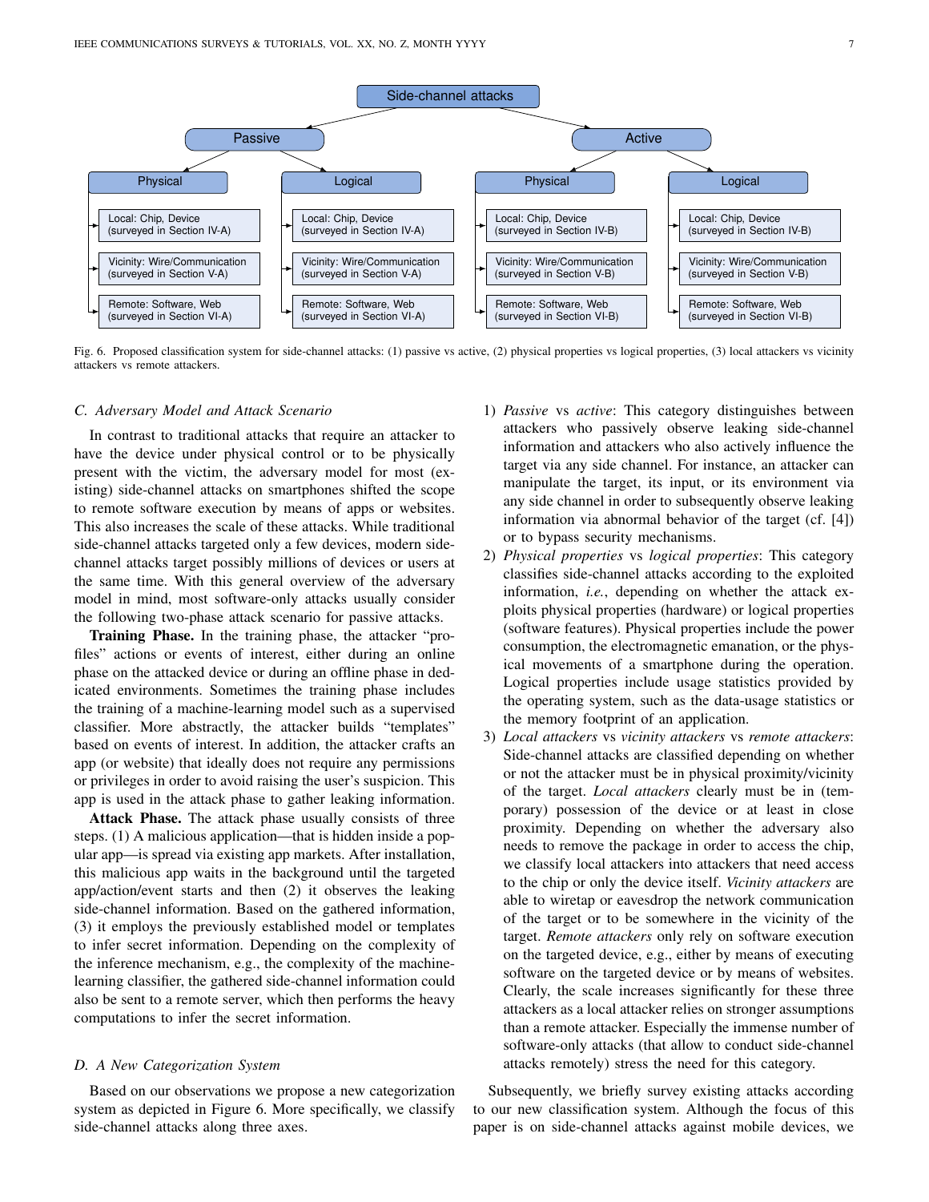Side-channel attacks

- Passive
  - Physical
    - Local: Chip, Device (surveyed in Section IV-A)
    - Vicinity: Wire/Communication (surveyed in Section V-A)
    - Remote: Software, Web (surveyed in Section VI-A)
  - Logical
    - Local: Chip, Device (surveyed in Section IV-A)
    - Vicinity: Wire/Communication (surveyed in Section V-A)
    - Remote: Software, Web (surveyed in Section VI-A)
- Active
  - Physical
    - Local: Chip, Device (surveyed in Section IV-B)
    - Vicinity: Wire/Communication (surveyed in Section V-B)
    - Remote: Software, Web (surveyed in Section VI-B)
  - Logical
    - Local: Chip, Device (surveyed in Section IV-B)
    - Vicinity: Wire/Communication (surveyed in Section V-B)
    - Remote: Software, Web (surveyed in Section VI-B)

Fig. 6. Proposed classification system for side-channel attacks: (1) passive vs active, (2) physical properties vs logical properties, (3) local attackers vs vicinity attackers vs remote attackers.

### C. Adversary Model and Attack Scenario

In contrast to traditional attacks that require an attacker to have the device under physical control or to be physically present with the victim, the adversary model for most (existing) side-channel attacks on smartphones shifted the scope to remote software execution by means of apps or websites. This also increases the scale of these attacks. While traditional side-channel attacks targeted only a few devices, modern side-channel attacks target possibly millions of devices or users at the same time. With this general overview of the adversary model in mind, most software-only attacks usually consider the following two-phase attack scenario for passive attacks.

**Training Phase.** In the training phase, the attacker "profiles" actions or events of interest, either during an online phase on the attacked device or during an offline phase in dedicated environments. Sometimes the training phase includes the training of a machine-learning model such as a supervised classifier. More abstractly, the attacker builds "templates" based on events of interest. In addition, the attacker crafts an app (or website) that ideally does not require any permissions or privileges in order to avoid raising the user's suspicion. This app is used in the attack phase to gather leaking information.

**Attack Phase.** The attack phase usually consists of three steps. (1) A malicious application—that is hidden inside a popular app—is spread via existing app markets. After installation, this malicious app waits in the background until the targeted app/action/event starts and then (2) it observes the leaking side-channel information. Based on the gathered information, (3) it employs the previously established model or templates to infer secret information. Depending on the complexity of the inference mechanism, e.g., the complexity of the machine-learning classifier, the gathered side-channel information could also be sent to a remote server, which then performs the heavy computations to infer the secret information.

### D. A New Categorization System

Based on our observations we propose a new categorization system as depicted in Figure 6. More specifically, we classify side-channel attacks along three axes.

1) *Passive* vs *active*: This category distinguishes between attackers who passively observe leaking side-channel information and attackers who also actively influence the target via any side channel. For instance, an attacker can manipulate the target, its input, or its environment via any side channel in order to subsequently observe leaking information via abnormal behavior of the target (cf. [4]) or to bypass security mechanisms.
2) *Physical properties* vs *logical properties*: This category classifies side-channel attacks according to the exploited information, *i.e.*, depending on whether the attack exploits physical properties (hardware) or logical properties (software features). Physical properties include the power consumption, the electromagnetic emanation, or the physical movements of a smartphone during the operation. Logical properties include usage statistics provided by the operating system, such as the data-usage statistics or the memory footprint of an application.
3) *Local attackers* vs *vicinity attackers* vs *remote attackers*: Side-channel attacks are classified depending on whether or not the attacker must be in physical proximity/vicinity of the target. *Local attackers* clearly must be in (temporary) possession of the device or at least in close proximity. Depending on whether the adversary also needs to remove the package in order to access the chip, we classify local attackers into attackers that need access to the chip or only the device itself. *Vicinity attackers* are able to wiretap or eavesdrop the network communication of the target or to be somewhere in the vicinity of the target. *Remote attackers* only rely on software execution on the targeted device, e.g., either by means of executing software on the targeted device or by means of websites. Clearly, the scale increases significantly for these three attackers as a local attacker relies on stronger assumptions than a remote attacker. Especially the immense number of software-only attacks (that allow to conduct side-channel attacks remotely) stress the need for this category.

Subsequently, we briefly survey existing attacks according to our new classification system. Although the focus of this paper is on side-channel attacks against mobile devices, we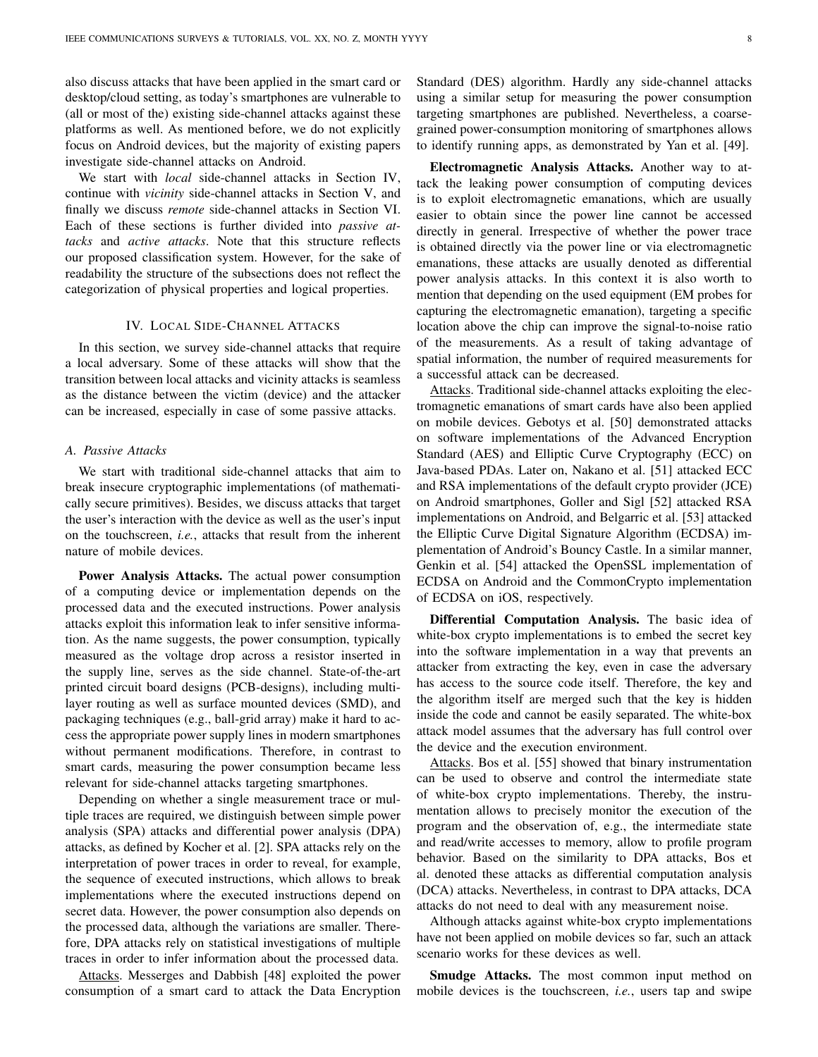also discuss attacks that have been applied in the smart card or desktop/cloud setting, as today's smartphones are vulnerable to (all or most of the) existing side-channel attacks against these platforms as well. As mentioned before, we do not explicitly focus on Android devices, but the majority of existing papers investigate side-channel attacks on Android.

We start with *local* side-channel attacks in Section IV, continue with *vicinity* side-channel attacks in Section V, and finally we discuss *remote* side-channel attacks in Section VI. Each of these sections is further divided into *passive attacks* and *active attacks*. Note that this structure reflects our proposed classification system. However, for the sake of readability the structure of the subsections does not reflect the categorization of physical properties and logical properties.

## IV. Local Side-Channel Attacks

In this section, we survey side-channel attacks that require a local adversary. Some of these attacks will show that the transition between local attacks and vicinity attacks is seamless as the distance between the victim (device) and the attacker can be increased, especially in case of some passive attacks.

### A. Passive Attacks

We start with traditional side-channel attacks that aim to break insecure cryptographic implementations (of mathematically secure primitives). Besides, we discuss attacks that target the user's interaction with the device as well as the user's input on the touchscreen, *i.e.*, attacks that result from the inherent nature of mobile devices.

**Power Analysis Attacks.** The actual power consumption of a computing device or implementation depends on the processed data and the executed instructions. Power analysis attacks exploit this information leak to infer sensitive information. As the name suggests, the power consumption, typically measured as the voltage drop across a resistor inserted in the supply line, serves as the side channel. State-of-the-art printed circuit board designs (PCB-designs), including multi-layer routing as well as surface mounted devices (SMD), and packaging techniques (e.g., ball-grid array) make it hard to access the appropriate power supply lines in modern smartphones without permanent modifications. Therefore, in contrast to smart cards, measuring the power consumption became less relevant for side-channel attacks targeting smartphones.

Depending on whether a single measurement trace or multiple traces are required, we distinguish between simple power analysis (SPA) attacks and differential power analysis (DPA) attacks, as defined by Kocher et al. [2]. SPA attacks rely on the interpretation of power traces in order to reveal, for example, the sequence of executed instructions, which allows to break implementations where the executed instructions depend on secret data. However, the power consumption also depends on the processed data, although the variations are smaller. Therefore, DPA attacks rely on statistical investigations of multiple traces in order to infer information about the processed data.

Attacks. Messerges and Dabbish [48] exploited the power consumption of a smart card to attack the Data Encryption Standard (DES) algorithm. Hardly any side-channel attacks using a similar setup for measuring the power consumption targeting smartphones are published. Nevertheless, a coarse-grained power-consumption monitoring of smartphones allows to identify running apps, as demonstrated by Yan et al. [49].

**Electromagnetic Analysis Attacks.** Another way to attack the leaking power consumption of computing devices is to exploit electromagnetic emanations, which are usually easier to obtain since the power line cannot be accessed directly in general. Irrespective of whether the power trace is obtained directly via the power line or via electromagnetic emanations, these attacks are usually denoted as differential power analysis attacks. In this context it is also worth to mention that depending on the used equipment (EM probes for capturing the electromagnetic emanation), targeting a specific location above the chip can improve the signal-to-noise ratio of the measurements. As a result of taking advantage of spatial information, the number of required measurements for a successful attack can be decreased.

Attacks. Traditional side-channel attacks exploiting the electromagnetic emanations of smart cards have also been applied on mobile devices. Gebotys et al. [50] demonstrated attacks on software implementations of the Advanced Encryption Standard (AES) and Elliptic Curve Cryptography (ECC) on Java-based PDAs. Later on, Nakano et al. [51] attacked ECC and RSA implementations of the default crypto provider (JCE) on Android smartphones, Goller and Sigl [52] attacked RSA implementations on Android, and Belgarric et al. [53] attacked the Elliptic Curve Digital Signature Algorithm (ECDSA) implementation of Android's Bouncy Castle. In a similar manner, Genkin et al. [54] attacked the OpenSSL implementation of ECDSA on Android and the CommonCrypto implementation of ECDSA on iOS, respectively.

**Differential Computation Analysis.** The basic idea of white-box crypto implementations is to embed the secret key into the software implementation in a way that prevents an attacker from extracting the key, even in case the adversary has access to the source code itself. Therefore, the key and the algorithm itself are merged such that the key is hidden inside the code and cannot be easily separated. The white-box attack model assumes that the adversary has full control over the device and the execution environment.

Attacks. Bos et al. [55] showed that binary instrumentation can be used to observe and control the intermediate state of white-box crypto implementations. Thereby, the instrumentation allows to precisely monitor the execution of the program and the observation of, e.g., the intermediate state and read/write accesses to memory, allow to profile program behavior. Based on the similarity to DPA attacks, Bos et al. denoted these attacks as differential computation analysis (DCA) attacks. Nevertheless, in contrast to DPA attacks, DCA attacks do not need to deal with any measurement noise.

Although attacks against white-box crypto implementations have not been applied on mobile devices so far, such an attack scenario works for these devices as well.

**Smudge Attacks.** The most common input method on mobile devices is the touchscreen, *i.e.*, users tap and swipe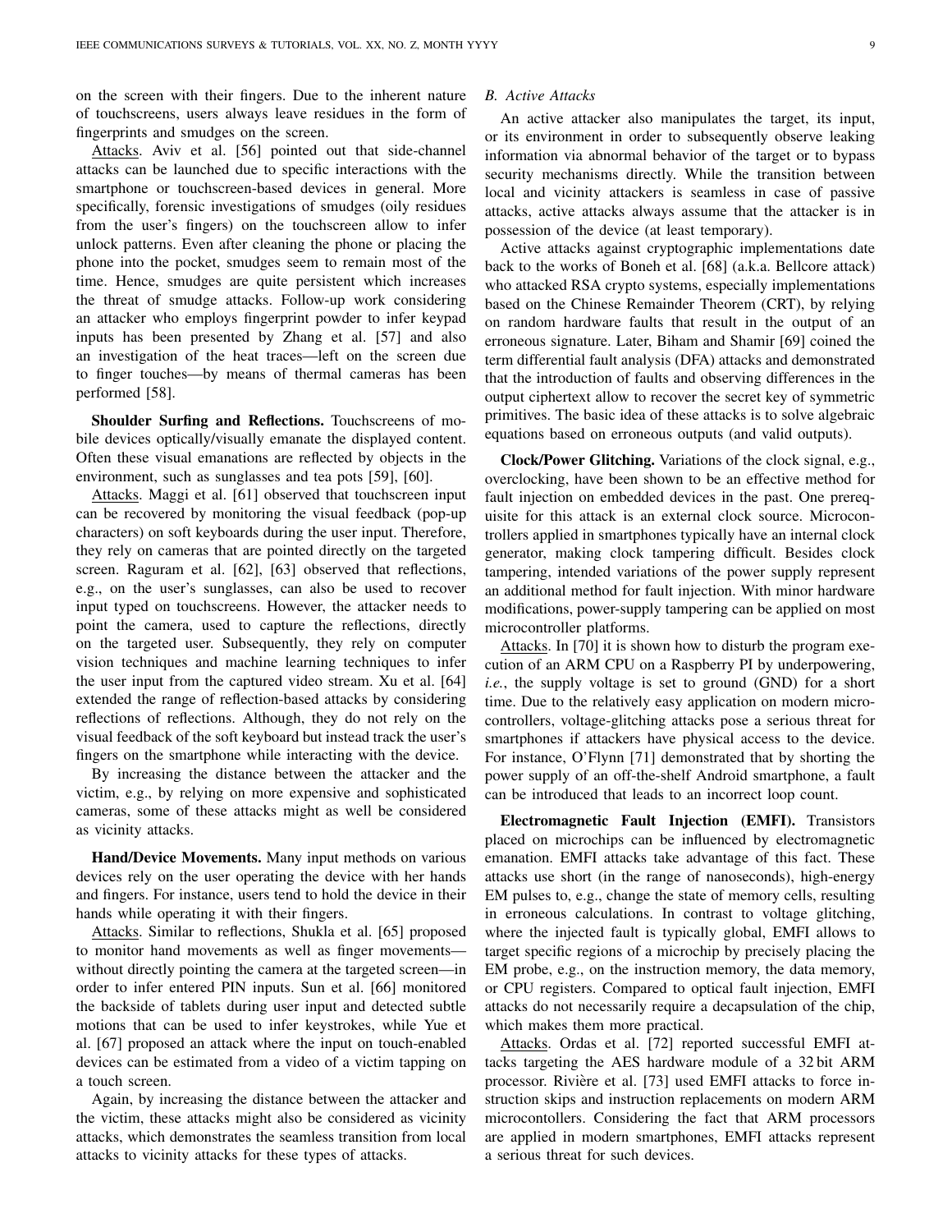on the screen with their fingers. Due to the inherent nature of touchscreens, users always leave residues in the form of fingerprints and smudges on the screen.

Attacks. Aviv et al. [56] pointed out that side-channel attacks can be launched due to specific interactions with the smartphone or touchscreen-based devices in general. More specifically, forensic investigations of smudges (oily residues from the user's fingers) on the touchscreen allow to infer unlock patterns. Even after cleaning the phone or placing the phone into the pocket, smudges seem to remain most of the time. Hence, smudges are quite persistent which increases the threat of smudge attacks. Follow-up work considering an attacker who employs fingerprint powder to infer keypad inputs has been presented by Zhang et al. [57] and also an investigation of the heat traces—left on the screen due to finger touches—by means of thermal cameras has been performed [58].

**Shoulder Surfing and Reflections.** Touchscreens of mobile devices optically/visually emanate the displayed content. Often these visual emanations are reflected by objects in the environment, such as sunglasses and tea pots [59], [60].

Attacks. Maggi et al. [61] observed that touchscreen input can be recovered by monitoring the visual feedback (pop-up characters) on soft keyboards during the user input. Therefore, they rely on cameras that are pointed directly on the targeted screen. Raguram et al. [62], [63] observed that reflections, e.g., on the user's sunglasses, can also be used to recover input typed on touchscreens. However, the attacker needs to point the camera, used to capture the reflections, directly on the targeted user. Subsequently, they rely on computer vision techniques and machine learning techniques to infer the user input from the captured video stream. Xu et al. [64] extended the range of reflection-based attacks by considering reflections of reflections. Although, they do not rely on the visual feedback of the soft keyboard but instead track the user's fingers on the smartphone while interacting with the device.

By increasing the distance between the attacker and the victim, e.g., by relying on more expensive and sophisticated cameras, some of these attacks might as well be considered as vicinity attacks.

**Hand/Device Movements.** Many input methods on various devices rely on the user operating the device with her hands and fingers. For instance, users tend to hold the device in their hands while operating it with their fingers.

Attacks. Similar to reflections, Shukla et al. [65] proposed to monitor hand movements as well as finger movements—without directly pointing the camera at the targeted screen—in order to infer entered PIN inputs. Sun et al. [66] monitored the backside of tablets during user input and detected subtle motions that can be used to infer keystrokes, while Yue et al. [67] proposed an attack where the input on touch-enabled devices can be estimated from a video of a victim tapping on a touch screen.

Again, by increasing the distance between the attacker and the victim, these attacks might also be considered as vicinity attacks, which demonstrates the seamless transition from local attacks to vicinity attacks for these types of attacks.

### *B. Active Attacks*

An active attacker also manipulates the target, its input, or its environment in order to subsequently observe leaking information via abnormal behavior of the target or to bypass security mechanisms directly. While the transition between local and vicinity attackers is seamless in case of passive attacks, active attacks always assume that the attacker is in possession of the device (at least temporary).

Active attacks against cryptographic implementations date back to the works of Boneh et al. [68] (a.k.a. Bellcore attack) who attacked RSA crypto systems, especially implementations based on the Chinese Remainder Theorem (CRT), by relying on random hardware faults that result in the output of an erroneous signature. Later, Biham and Shamir [69] coined the term differential fault analysis (DFA) attacks and demonstrated that the introduction of faults and observing differences in the output ciphertext allow to recover the secret key of symmetric primitives. The basic idea of these attacks is to solve algebraic equations based on erroneous outputs (and valid outputs).

**Clock/Power Glitching.** Variations of the clock signal, e.g., overclocking, have been shown to be an effective method for fault injection on embedded devices in the past. One prerequisite for this attack is an external clock source. Microcontrollers applied in smartphones typically have an internal clock generator, making clock tampering difficult. Besides clock tampering, intended variations of the power supply represent an additional method for fault injection. With minor hardware modifications, power-supply tampering can be applied on most microcontroller platforms.

Attacks. In [70] it is shown how to disturb the program execution of an ARM CPU on a Raspberry PI by underpowering, *i.e.*, the supply voltage is set to ground (GND) for a short time. Due to the relatively easy application on modern microcontrollers, voltage-glitching attacks pose a serious threat for smartphones if attackers have physical access to the device. For instance, O'Flynn [71] demonstrated that by shorting the power supply of an off-the-shelf Android smartphone, a fault can be introduced that leads to an incorrect loop count.

**Electromagnetic Fault Injection (EMFI).** Transistors placed on microchips can be influenced by electromagnetic emanation. EMFI attacks take advantage of this fact. These attacks use short (in the range of nanoseconds), high-energy EM pulses to, e.g., change the state of memory cells, resulting in erroneous calculations. In contrast to voltage glitching, where the injected fault is typically global, EMFI allows to target specific regions of a microchip by precisely placing the EM probe, e.g., on the instruction memory, the data memory, or CPU registers. Compared to optical fault injection, EMFI attacks do not necessarily require a decapsulation of the chip, which makes them more practical.

Attacks. Ordas et al. [72] reported successful EMFI attacks targeting the AES hardware module of a 32 bit ARM processor. Rivière et al. [73] used EMFI attacks to force instruction skips and instruction replacements on modern ARM microcontollers. Considering the fact that ARM processors are applied in modern smartphones, EMFI attacks represent a serious threat for such devices.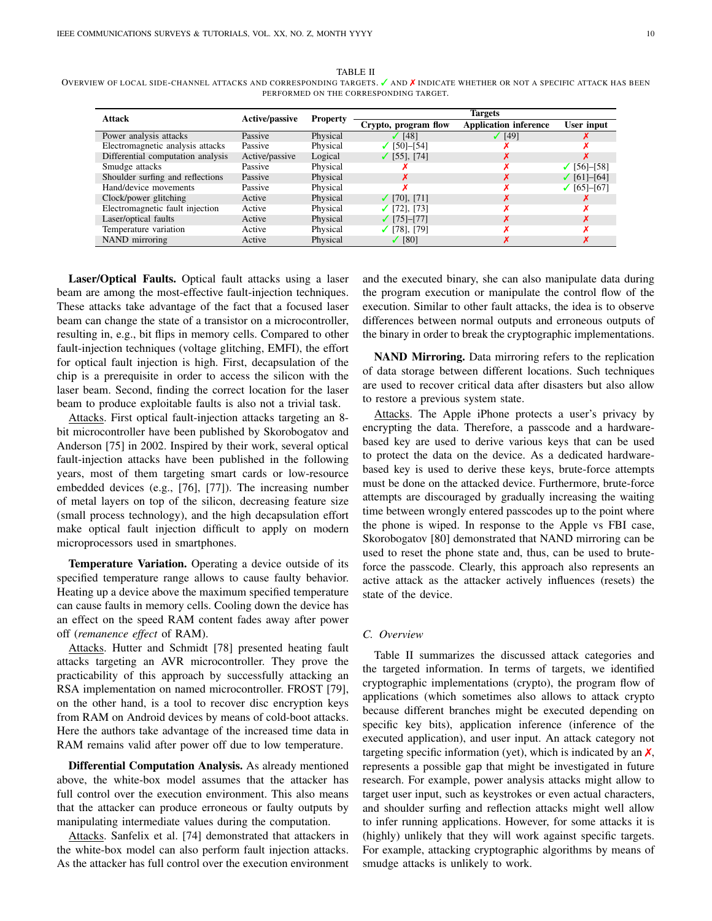TABLE II
OVERVIEW OF LOCAL SIDE-CHANNEL ATTACKS AND CORRESPONDING TARGETS. ✓ AND ✗ INDICATE WHETHER OR NOT A SPECIFIC ATTACK HAS BEEN PERFORMED ON THE CORRESPONDING TARGET.

| Attack | Active/passive | Property | Targets | | |
|---|---|---|---|---|---|
| | | | Crypto, program flow | Application inference | User input |
| Power analysis attacks | Passive | Physical | ✓ [48] | ✓ [49] | ✗ |
| Electromagnetic analysis attacks | Passive | Physical | ✓ [50]–[54] | ✗ | ✗ |
| Differential computation analysis | Active/passive | Logical | ✓ [55], [74] | ✗ | ✗ |
| Smudge attacks | Passive | Physical | ✗ | ✗ | ✓ [56]–[58] |
| Shoulder surfing and reflections | Passive | Physical | ✗ | ✗ | ✓ [61]–[64] |
| Hand/device movements | Passive | Physical | ✗ | ✗ | ✓ [65]–[67] |
| Clock/power glitching | Active | Physical | ✓ [70], [71] | ✗ | ✗ |
| Electromagnetic fault injection | Active | Physical | ✓ [72], [73] | ✗ | ✗ |
| Laser/optical faults | Active | Physical | ✓ [75]–[77] | ✗ | ✗ |
| Temperature variation | Active | Physical | ✓ [78], [79] | ✗ | ✗ |
| NAND mirroring | Active | Physical | ✓ [80] | ✗ | ✗ |

**Laser/Optical Faults.** Optical fault attacks using a laser beam are among the most-effective fault-injection techniques. These attacks take advantage of the fact that a focused laser beam can change the state of a transistor on a microcontroller, resulting in, e.g., bit flips in memory cells. Compared to other fault-injection techniques (voltage glitching, EMFI), the effort for optical fault injection is high. First, decapsulation of the chip is a prerequisite in order to access the silicon with the laser beam. Second, finding the correct location for the laser beam to produce exploitable faults is also not a trivial task.

Attacks. First optical fault-injection attacks targeting an 8-bit microcontroller have been published by Skorobogatov and Anderson [75] in 2002. Inspired by their work, several optical fault-injection attacks have been published in the following years, most of them targeting smart cards or low-resource embedded devices (e.g., [76], [77]). The increasing number of metal layers on top of the silicon, decreasing feature size (small process technology), and the high decapsulation effort make optical fault injection difficult to apply on modern microprocessors used in smartphones.

**Temperature Variation.** Operating a device outside of its specified temperature range allows to cause faulty behavior. Heating up a device above the maximum specified temperature can cause faults in memory cells. Cooling down the device has an effect on the speed RAM content fades away after power off (*remanence effect* of RAM).

Attacks. Hutter and Schmidt [78] presented heating fault attacks targeting an AVR microcontroller. They prove the practicability of this approach by successfully attacking an RSA implementation on named microcontroller. FROST [79], on the other hand, is a tool to recover disc encryption keys from RAM on Android devices by means of cold-boot attacks. Here the authors take advantage of the increased time data in RAM remains valid after power off due to low temperature.

**Differential Computation Analysis.** As already mentioned above, the white-box model assumes that the attacker has full control over the execution environment. This also means that the attacker can produce erroneous or faulty outputs by manipulating intermediate values during the computation.

Attacks. Sanfelix et al. [74] demonstrated that attackers in the white-box model can also perform fault injection attacks. As the attacker has full control over the execution environment and the executed binary, she can also manipulate data during the program execution or manipulate the control flow of the execution. Similar to other fault attacks, the idea is to observe differences between normal outputs and erroneous outputs of the binary in order to break the cryptographic implementations.

**NAND Mirroring.** Data mirroring refers to the replication of data storage between different locations. Such techniques are used to recover critical data after disasters but also allow to restore a previous system state.

Attacks. The Apple iPhone protects a user's privacy by encrypting the data. Therefore, a passcode and a hardware-based key are used to derive various keys that can be used to protect the data on the device. As a dedicated hardware-based key is used to derive these keys, brute-force attempts must be done on the attacked device. Furthermore, brute-force attempts are discouraged by gradually increasing the waiting time between wrongly entered passcodes up to the point where the phone is wiped. In response to the Apple vs FBI case, Skorobogatov [80] demonstrated that NAND mirroring can be used to reset the phone state and, thus, can be used to brute-force the passcode. Clearly, this approach also represents an active attack as the attacker actively influences (resets) the state of the device.

### C. Overview

Table II summarizes the discussed attack categories and the targeted information. In terms of targets, we identified cryptographic implementations (crypto), the program flow of applications (which sometimes also allows to attack crypto because different branches might be executed depending on specific key bits), application inference (inference of the executed application), and user input. An attack category not targeting specific information (yet), which is indicated by an ✗, represents a possible gap that might be investigated in future research. For example, power analysis attacks might allow to target user input, such as keystrokes or even actual characters, and shoulder surfing and reflection attacks might well allow to infer running applications. However, for some attacks it is (highly) unlikely that they will work against specific targets. For example, attacking cryptographic algorithms by means of smudge attacks is unlikely to work.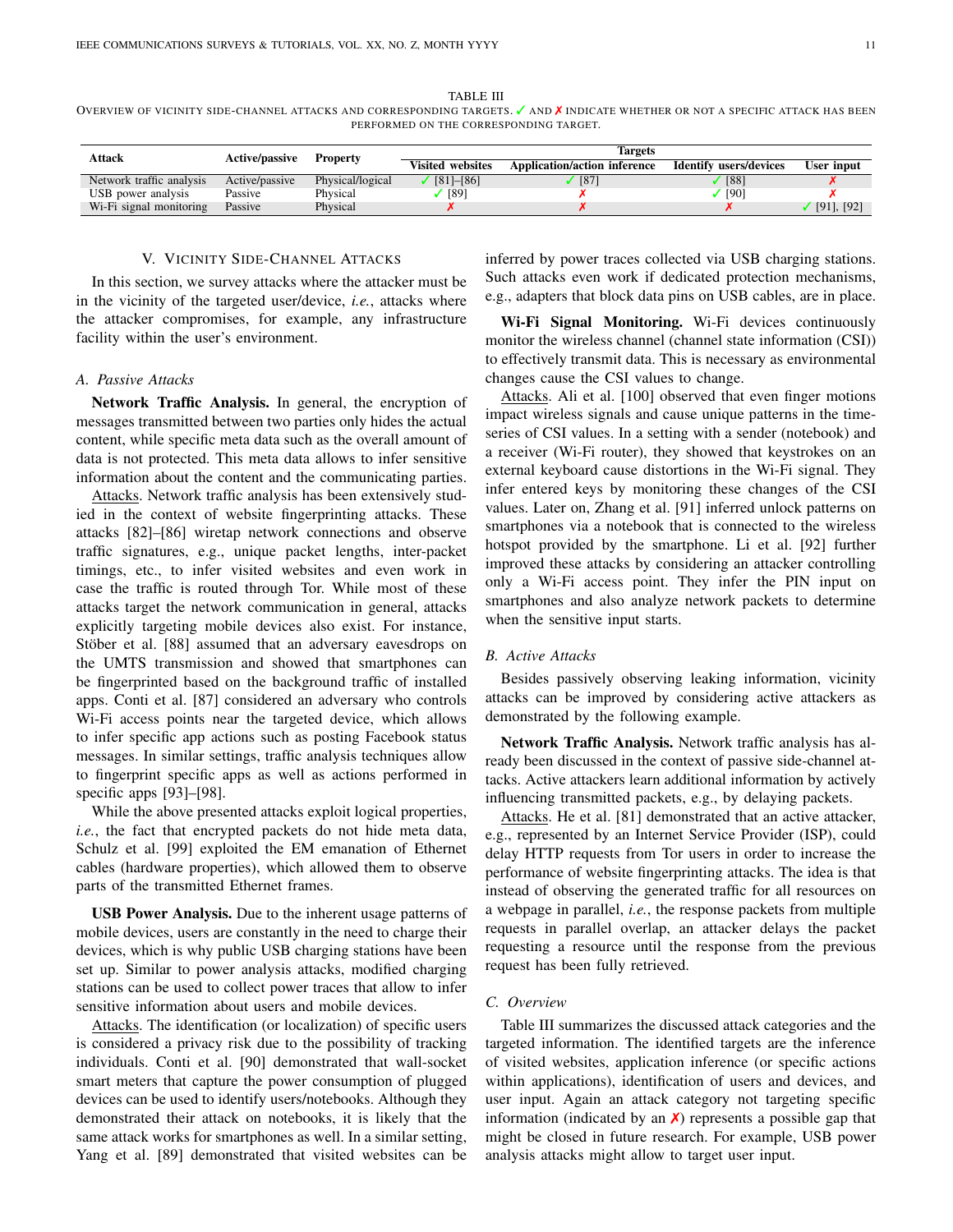TABLE III

OVERVIEW OF VICINITY SIDE-CHANNEL ATTACKS AND CORRESPONDING TARGETS. ✓ AND ✗ INDICATE WHETHER OR NOT A SPECIFIC ATTACK HAS BEEN PERFORMED ON THE CORRESPONDING TARGET.

| Attack | Active/passive | Property | Targets | | | |
|---|---|---|---|---|---|---|
| | | | Visited websites | Application/action inference | Identify users/devices | User input |
| Network traffic analysis | Active/passive | Physical/logical | ✓ [81]–[86] | ✓ [87] | ✓ [88] | ✗ |
| USB power analysis | Passive | Physical | ✓ [89] | ✗ | ✓ [90] | ✗ |
| Wi-Fi signal monitoring | Passive | Physical | ✗ | ✗ | ✗ | ✓ [91], [92] |

## V. Vicinity Side-Channel Attacks

In this section, we survey attacks where the attacker must be in the vicinity of the targeted user/device, *i.e.*, attacks where the attacker compromises, for example, any infrastructure facility within the user's environment.

### A. Passive Attacks

**Network Traffic Analysis.** In general, the encryption of messages transmitted between two parties only hides the actual content, while specific meta data such as the overall amount of data is not protected. This meta data allows to infer sensitive information about the content and the communicating parties.

Attacks. Network traffic analysis has been extensively studied in the context of website fingerprinting attacks. These attacks [82]–[86] wiretap network connections and observe traffic signatures, e.g., unique packet lengths, inter-packet timings, etc., to infer visited websites and even work in case the traffic is routed through Tor. While most of these attacks target the network communication in general, attacks explicitly targeting mobile devices also exist. For instance, Stöber et al. [88] assumed that an adversary eavesdrops on the UMTS transmission and showed that smartphones can be fingerprinted based on the background traffic of installed apps. Conti et al. [87] considered an adversary who controls Wi-Fi access points near the targeted device, which allows to infer specific app actions such as posting Facebook status messages. In similar settings, traffic analysis techniques allow to fingerprint specific apps as well as actions performed in specific apps [93]–[98].

While the above presented attacks exploit logical properties, *i.e.*, the fact that encrypted packets do not hide meta data, Schulz et al. [99] exploited the EM emanation of Ethernet cables (hardware properties), which allowed them to observe parts of the transmitted Ethernet frames.

**USB Power Analysis.** Due to the inherent usage patterns of mobile devices, users are constantly in the need to charge their devices, which is why public USB charging stations have been set up. Similar to power analysis attacks, modified charging stations can be used to collect power traces that allow to infer sensitive information about users and mobile devices.

Attacks. The identification (or localization) of specific users is considered a privacy risk due to the possibility of tracking individuals. Conti et al. [90] demonstrated that wall-socket smart meters that capture the power consumption of plugged devices can be used to identify users/notebooks. Although they demonstrated their attack on notebooks, it is likely that the same attack works for smartphones as well. In a similar setting, Yang et al. [89] demonstrated that visited websites can be inferred by power traces collected via USB charging stations. Such attacks even work if dedicated protection mechanisms, e.g., adapters that block data pins on USB cables, are in place.

**Wi-Fi Signal Monitoring.** Wi-Fi devices continuously monitor the wireless channel (channel state information (CSI)) to effectively transmit data. This is necessary as environmental changes cause the CSI values to change.

Attacks. Ali et al. [100] observed that even finger motions impact wireless signals and cause unique patterns in the time-series of CSI values. In a setting with a sender (notebook) and a receiver (Wi-Fi router), they showed that keystrokes on an external keyboard cause distortions in the Wi-Fi signal. They infer entered keys by monitoring these changes of the CSI values. Later on, Zhang et al. [91] inferred unlock patterns on smartphones via a notebook that is connected to the wireless hotspot provided by the smartphone. Li et al. [92] further improved these attacks by considering an attacker controlling only a Wi-Fi access point. They infer the PIN input on smartphones and also analyze network packets to determine when the sensitive input starts.

### B. Active Attacks

Besides passively observing leaking information, vicinity attacks can be improved by considering active attackers as demonstrated by the following example.

**Network Traffic Analysis.** Network traffic analysis has already been discussed in the context of passive side-channel attacks. Active attackers learn additional information by actively influencing transmitted packets, e.g., by delaying packets.

Attacks. He et al. [81] demonstrated that an active attacker, e.g., represented by an Internet Service Provider (ISP), could delay HTTP requests from Tor users in order to increase the performance of website fingerprinting attacks. The idea is that instead of observing the generated traffic for all resources on a webpage in parallel, *i.e.*, the response packets from multiple requests in parallel overlap, an attacker delays the packet requesting a resource until the response from the previous request has been fully retrieved.

### C. Overview

Table III summarizes the discussed attack categories and the targeted information. The identified targets are the inference of visited websites, application inference (or specific actions within applications), identification of users and devices, and user input. Again an attack category not targeting specific information (indicated by an ✗) represents a possible gap that might be closed in future research. For example, USB power analysis attacks might allow to target user input.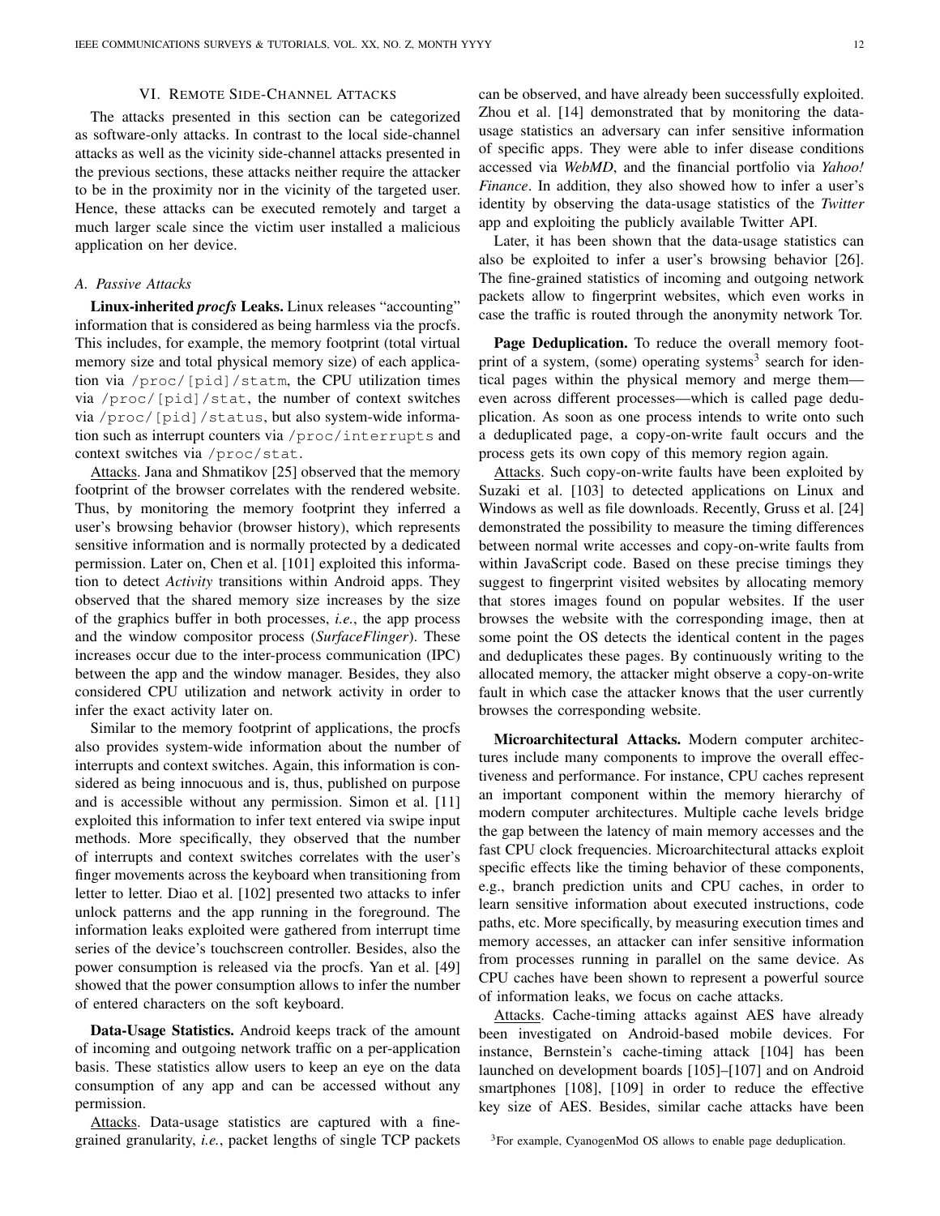## VI. Remote Side-Channel Attacks

The attacks presented in this section can be categorized as software-only attacks. In contrast to the local side-channel attacks as well as the vicinity side-channel attacks presented in the previous sections, these attacks neither require the attacker to be in the proximity nor in the vicinity of the targeted user. Hence, these attacks can be executed remotely and target a much larger scale since the victim user installed a malicious application on her device.

### A. Passive Attacks

**Linux-inherited *procfs* Leaks.** Linux releases "accounting" information that is considered as being harmless via the procfs. This includes, for example, the memory footprint (total virtual memory size and total physical memory size) of each application via `/proc/[pid]/statm`, the CPU utilization times via `/proc/[pid]/stat`, the number of context switches via `/proc/[pid]/status`, but also system-wide information such as interrupt counters via `/proc/interrupts` and context switches via `/proc/stat`.

Attacks. Jana and Shmatikov [25] observed that the memory footprint of the browser correlates with the rendered website. Thus, by monitoring the memory footprint they inferred a user's browsing behavior (browser history), which represents sensitive information and is normally protected by a dedicated permission. Later on, Chen et al. [101] exploited this information to detect *Activity* transitions within Android apps. They observed that the shared memory size increases by the size of the graphics buffer in both processes, *i.e.*, the app process and the window compositor process (*SurfaceFlinger*). These increases occur due to the inter-process communication (IPC) between the app and the window manager. Besides, they also considered CPU utilization and network activity in order to infer the exact activity later on.

Similar to the memory footprint of applications, the procfs also provides system-wide information about the number of interrupts and context switches. Again, this information is considered as being innocuous and is, thus, published on purpose and is accessible without any permission. Simon et al. [11] exploited this information to infer text entered via swipe input methods. More specifically, they observed that the number of interrupts and context switches correlates with the user's finger movements across the keyboard when transitioning from letter to letter. Diao et al. [102] presented two attacks to infer unlock patterns and the app running in the foreground. The information leaks exploited were gathered from interrupt time series of the device's touchscreen controller. Besides, also the power consumption is released via the procfs. Yan et al. [49] showed that the power consumption allows to infer the number of entered characters on the soft keyboard.

**Data-Usage Statistics.** Android keeps track of the amount of incoming and outgoing network traffic on a per-application basis. These statistics allow users to keep an eye on the data consumption of any app and can be accessed without any permission.

Attacks. Data-usage statistics are captured with a fine-grained granularity, *i.e.*, packet lengths of single TCP packets can be observed, and have already been successfully exploited. Zhou et al. [14] demonstrated that by monitoring the data-usage statistics an adversary can infer sensitive information of specific apps. They were able to infer disease conditions accessed via *WebMD*, and the financial portfolio via *Yahoo! Finance*. In addition, they also showed how to infer a user's identity by observing the data-usage statistics of the *Twitter* app and exploiting the publicly available Twitter API.

Later, it has been shown that the data-usage statistics can also be exploited to infer a user's browsing behavior [26]. The fine-grained statistics of incoming and outgoing network packets allow to fingerprint websites, which even works in case the traffic is routed through the anonymity network Tor.

**Page Deduplication.** To reduce the overall memory footprint of a system, (some) operating systems[3] search for identical pages within the physical memory and merge them—even across different processes—which is called page deduplication. As soon as one process intends to write onto such a deduplicated page, a copy-on-write fault occurs and the process gets its own copy of this memory region again.

Attacks. Such copy-on-write faults have been exploited by Suzaki et al. [103] to detected applications on Linux and Windows as well as file downloads. Recently, Gruss et al. [24] demonstrated the possibility to measure the timing differences between normal write accesses and copy-on-write faults from within JavaScript code. Based on these precise timings they suggest to fingerprint visited websites by allocating memory that stores images found on popular websites. If the user browses the website with the corresponding image, then at some point the OS detects the identical content in the pages and deduplicates these pages. By continuously writing to the allocated memory, the attacker might observe a copy-on-write fault in which case the attacker knows that the user currently browses the corresponding website.

**Microarchitectural Attacks.** Modern computer architectures include many components to improve the overall effectiveness and performance. For instance, CPU caches represent an important component within the memory hierarchy of modern computer architectures. Multiple cache levels bridge the gap between the latency of main memory accesses and the fast CPU clock frequencies. Microarchitectural attacks exploit specific effects like the timing behavior of these components, e.g., branch prediction units and CPU caches, in order to learn sensitive information about executed instructions, code paths, etc. More specifically, by measuring execution times and memory accesses, an attacker can infer sensitive information from processes running in parallel on the same device. As CPU caches have been shown to represent a powerful source of information leaks, we focus on cache attacks.

Attacks. Cache-timing attacks against AES have already been investigated on Android-based mobile devices. For instance, Bernstein's cache-timing attack [104] has been launched on development boards [105]–[107] and on Android smartphones [108], [109] in order to reduce the effective key size of AES. Besides, similar cache attacks have been

[3] For example, CyanogenMod OS allows to enable page deduplication.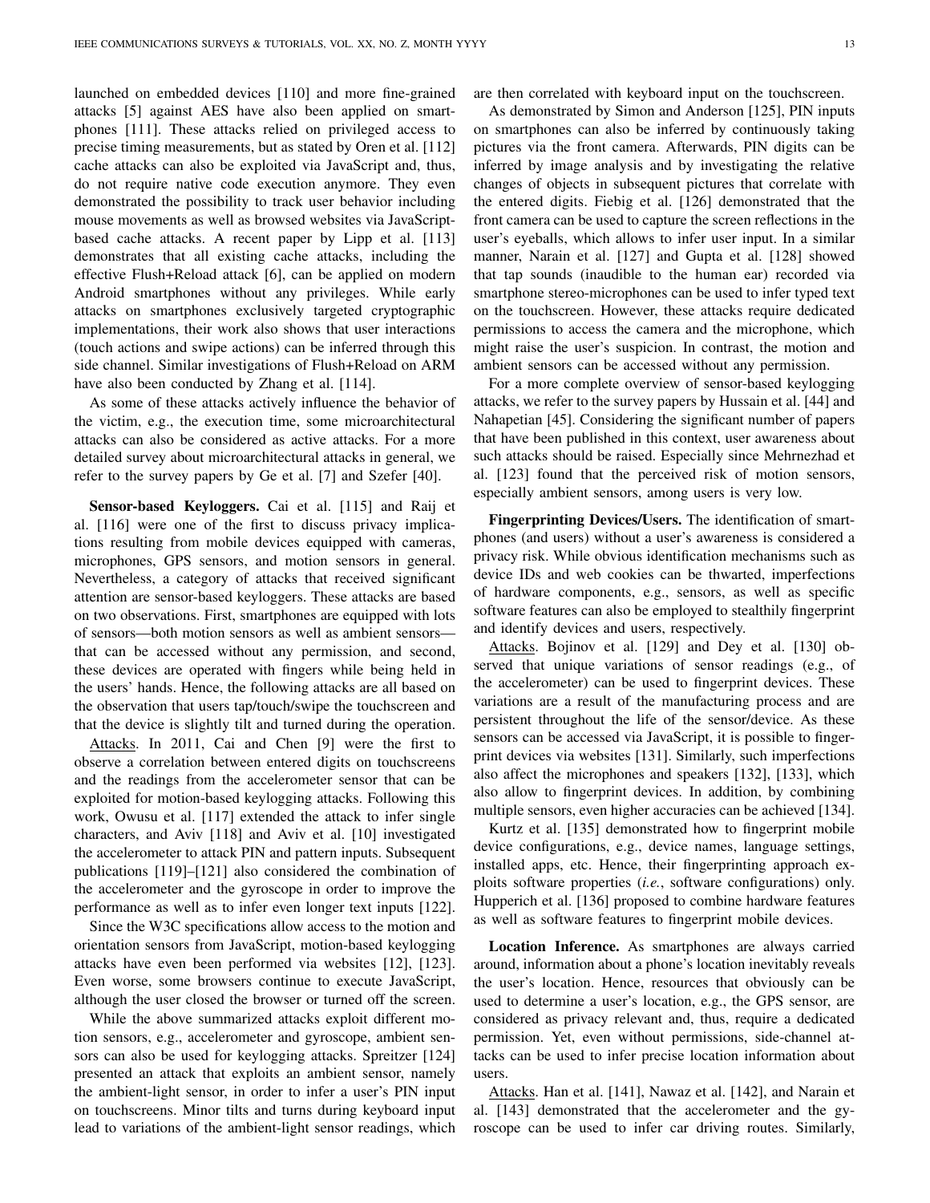launched on embedded devices [110] and more fine-grained attacks [5] against AES have also been applied on smartphones [111]. These attacks relied on privileged access to precise timing measurements, but as stated by Oren et al. [112] cache attacks can also be exploited via JavaScript and, thus, do not require native code execution anymore. They even demonstrated the possibility to track user behavior including mouse movements as well as browsed websites via JavaScript-based cache attacks. A recent paper by Lipp et al. [113] demonstrates that all existing cache attacks, including the effective Flush+Reload attack [6], can be applied on modern Android smartphones without any privileges. While early attacks on smartphones exclusively targeted cryptographic implementations, their work also shows that user interactions (touch actions and swipe actions) can be inferred through this side channel. Similar investigations of Flush+Reload on ARM have also been conducted by Zhang et al. [114].

As some of these attacks actively influence the behavior of the victim, e.g., the execution time, some microarchitectural attacks can also be considered as active attacks. For a more detailed survey about microarchitectural attacks in general, we refer to the survey papers by Ge et al. [7] and Szefer [40].

**Sensor-based Keyloggers.** Cai et al. [115] and Raij et al. [116] were one of the first to discuss privacy implications resulting from mobile devices equipped with cameras, microphones, GPS sensors, and motion sensors in general. Nevertheless, a category of attacks that received significant attention are sensor-based keyloggers. These attacks are based on two observations. First, smartphones are equipped with lots of sensors—both motion sensors as well as ambient sensors—that can be accessed without any permission, and second, these devices are operated with fingers while being held in the users' hands. Hence, the following attacks are all based on the observation that users tap/touch/swipe the touchscreen and that the device is slightly tilt and turned during the operation.

Attacks. In 2011, Cai and Chen [9] were the first to observe a correlation between entered digits on touchscreens and the readings from the accelerometer sensor that can be exploited for motion-based keylogging attacks. Following this work, Owusu et al. [117] extended the attack to infer single characters, and Aviv [118] and Aviv et al. [10] investigated the accelerometer to attack PIN and pattern inputs. Subsequent publications [119]–[121] also considered the combination of the accelerometer and the gyroscope in order to improve the performance as well as to infer even longer text inputs [122].

Since the W3C specifications allow access to the motion and orientation sensors from JavaScript, motion-based keylogging attacks have even been performed via websites [12], [123]. Even worse, some browsers continue to execute JavaScript, although the user closed the browser or turned off the screen.

While the above summarized attacks exploit different motion sensors, e.g., accelerometer and gyroscope, ambient sensors can also be used for keylogging attacks. Spreitzer [124] presented an attack that exploits an ambient sensor, namely the ambient-light sensor, in order to infer a user's PIN input on touchscreens. Minor tilts and turns during keyboard input lead to variations of the ambient-light sensor readings, which are then correlated with keyboard input on the touchscreen.

As demonstrated by Simon and Anderson [125], PIN inputs on smartphones can also be inferred by continuously taking pictures via the front camera. Afterwards, PIN digits can be inferred by image analysis and by investigating the relative changes of objects in subsequent pictures that correlate with the entered digits. Fiebig et al. [126] demonstrated that the front camera can be used to capture the screen reflections in the user's eyeballs, which allows to infer user input. In a similar manner, Narain et al. [127] and Gupta et al. [128] showed that tap sounds (inaudible to the human ear) recorded via smartphone stereo-microphones can be used to infer typed text on the touchscreen. However, these attacks require dedicated permissions to access the camera and the microphone, which might raise the user's suspicion. In contrast, the motion and ambient sensors can be accessed without any permission.

For a more complete overview of sensor-based keylogging attacks, we refer to the survey papers by Hussain et al. [44] and Nahapetian [45]. Considering the significant number of papers that have been published in this context, user awareness about such attacks should be raised. Especially since Mehrnezhad et al. [123] found that the perceived risk of motion sensors, especially ambient sensors, among users is very low.

**Fingerprinting Devices/Users.** The identification of smartphones (and users) without a user's awareness is considered a privacy risk. While obvious identification mechanisms such as device IDs and web cookies can be thwarted, imperfections of hardware components, e.g., sensors, as well as specific software features can also be employed to stealthily fingerprint and identify devices and users, respectively.

Attacks. Bojinov et al. [129] and Dey et al. [130] observed that unique variations of sensor readings (e.g., of the accelerometer) can be used to fingerprint devices. These variations are a result of the manufacturing process and are persistent throughout the life of the sensor/device. As these sensors can be accessed via JavaScript, it is possible to fingerprint devices via websites [131]. Similarly, such imperfections also affect the microphones and speakers [132], [133], which also allow to fingerprint devices. In addition, by combining multiple sensors, even higher accuracies can be achieved [134].

Kurtz et al. [135] demonstrated how to fingerprint mobile device configurations, e.g., device names, language settings, installed apps, etc. Hence, their fingerprinting approach exploits software properties (*i.e.*, software configurations) only. Hupperich et al. [136] proposed to combine hardware features as well as software features to fingerprint mobile devices.

**Location Inference.** As smartphones are always carried around, information about a phone's location inevitably reveals the user's location. Hence, resources that obviously can be used to determine a user's location, e.g., the GPS sensor, are considered as privacy relevant and, thus, require a dedicated permission. Yet, even without permissions, side-channel attacks can be used to infer precise location information about users.

Attacks. Han et al. [141], Nawaz et al. [142], and Narain et al. [143] demonstrated that the accelerometer and the gyroscope can be used to infer car driving routes. Similarly,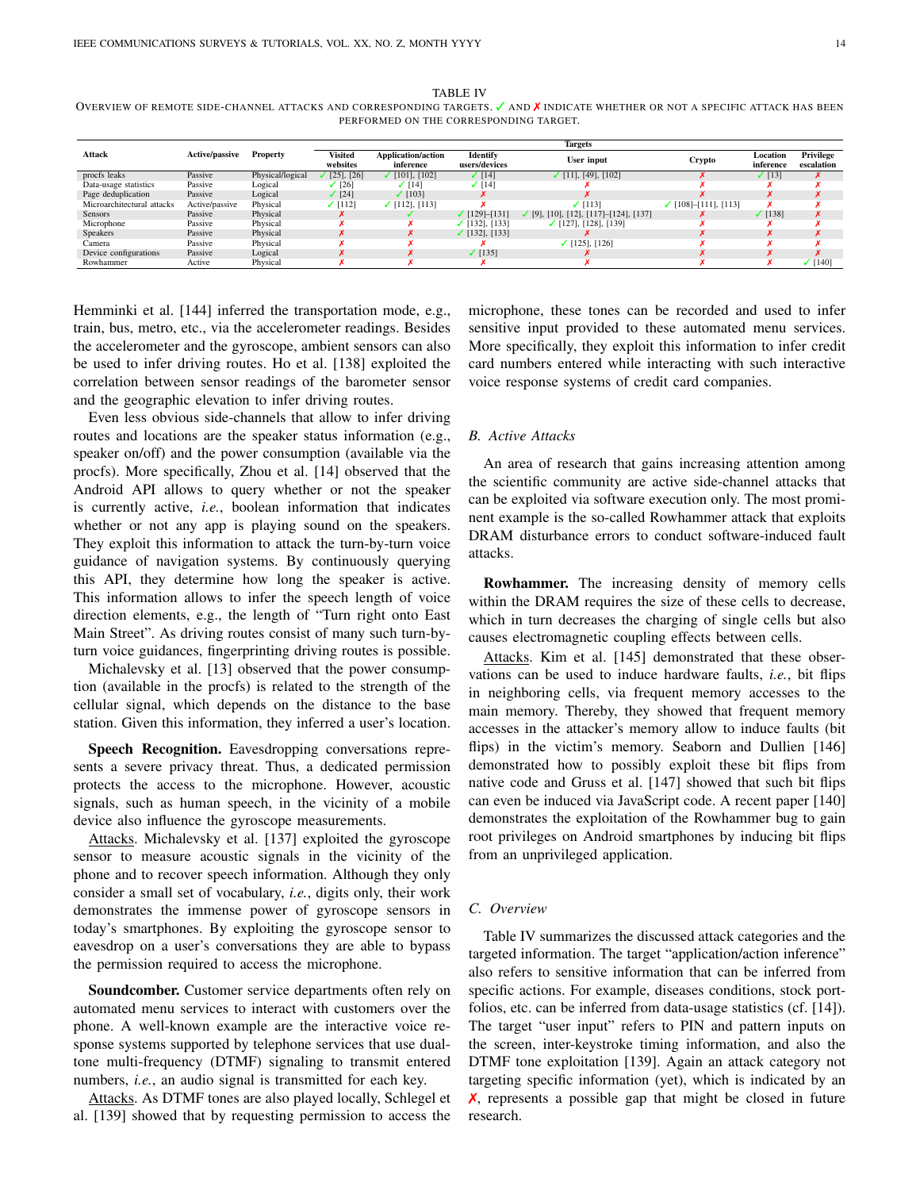TABLE IV
OVERVIEW OF REMOTE SIDE-CHANNEL ATTACKS AND CORRESPONDING TARGETS. ✓ AND ✗ INDICATE WHETHER OR NOT A SPECIFIC ATTACK HAS BEEN PERFORMED ON THE CORRESPONDING TARGET.

| Attack | Active/passive | Property | Targets | | | | | | |
|---|---|---|---|---|---|---|---|---|---|
| | | | Visited websites | Application/action inference | Identify users/devices | User input | Crypto | Location inference | Privilege escalation |
| procfs leaks | Passive | Physical/logical | ✓ [25], [26] | ✓ [101], [102] | ✓ [14] | ✓ [11], [49], [102] | ✗ | ✓ [13] | ✗ |
| Data-usage statistics | Passive | Logical | ✓ [26] | ✓ [14] | ✓ [14] | ✗ | ✗ | ✗ | ✗ |
| Page deduplication | Passive | Logical | ✓ [24] | ✓ [103] | ✗ | ✗ | ✗ | ✗ | ✗ |
| Microarchitectural attacks | Active/passive | Physical | ✓ [112] | ✓ [112], [113] | ✗ | ✓ [113] | ✓ [108]–[111], [113] | ✗ | ✗ |
| Sensors | Passive | Physical | ✗ | ✓ | ✓ [129]–[131] | ✓ [9], [10], [12], [117]–[124], [137] | ✗ | ✓ [138] | ✗ |
| Microphone | Passive | Physical | ✗ | ✗ | ✓ [132], [133] | ✓ [127], [128], [139] | ✗ | ✗ | ✗ |
| Speakers | Passive | Physical | ✗ | ✗ | ✓ [132], [133] | ✗ | ✗ | ✗ | ✗ |
| Camera | Passive | Physical | ✗ | ✗ | ✗ | ✓ [125], [126] | ✗ | ✗ | ✗ |
| Device configurations | Passive | Logical | ✗ | ✗ | ✓ [135] | ✗ | ✗ | ✗ | ✗ |
| Rowhammer | Active | Physical | ✗ | ✗ | ✗ | ✗ | ✗ | ✗ | ✓ [140] |

Hemminki et al. [144] inferred the transportation mode, e.g., train, bus, metro, etc., via the accelerometer readings. Besides the accelerometer and the gyroscope, ambient sensors can also be used to infer driving routes. Ho et al. [138] exploited the correlation between sensor readings of the barometer sensor and the geographic elevation to infer driving routes.

Even less obvious side-channels that allow to infer driving routes and locations are the speaker status information (e.g., speaker on/off) and the power consumption (available via the procfs). More specifically, Zhou et al. [14] observed that the Android API allows to query whether or not the speaker is currently active, *i.e.*, boolean information that indicates whether or not any app is playing sound on the speakers. They exploit this information to attack the turn-by-turn voice guidance of navigation systems. By continuously querying this API, they determine how long the speaker is active. This information allows to infer the speech length of voice direction elements, e.g., the length of "Turn right onto East Main Street". As driving routes consist of many such turn-by-turn voice guidances, fingerprinting driving routes is possible.

Michalevsky et al. [13] observed that the power consumption (available in the procfs) is related to the strength of the cellular signal, which depends on the distance to the base station. Given this information, they inferred a user's location.

**Speech Recognition.** Eavesdropping conversations represents a severe privacy threat. Thus, a dedicated permission protects the access to the microphone. However, acoustic signals, such as human speech, in the vicinity of a mobile device also influence the gyroscope measurements.

Attacks. Michalevsky et al. [137] exploited the gyroscope sensor to measure acoustic signals in the vicinity of the phone and to recover speech information. Although they only consider a small set of vocabulary, *i.e.*, digits only, their work demonstrates the immense power of gyroscope sensors in today's smartphones. By exploiting the gyroscope sensor to eavesdrop on a user's conversations they are able to bypass the permission required to access the microphone.

**Soundcomber.** Customer service departments often rely on automated menu services to interact with customers over the phone. A well-known example are the interactive voice response systems supported by telephone services that use dual-tone multi-frequency (DTMF) signaling to transmit entered numbers, *i.e.*, an audio signal is transmitted for each key.

Attacks. As DTMF tones are also played locally, Schlegel et al. [139] showed that by requesting permission to access the microphone, these tones can be recorded and used to infer sensitive input provided to these automated menu services. More specifically, they exploit this information to infer credit card numbers entered while interacting with such interactive voice response systems of credit card companies.

## B. Active Attacks

An area of research that gains increasing attention among the scientific community are active side-channel attacks that can be exploited via software execution only. The most prominent example is the so-called Rowhammer attack that exploits DRAM disturbance errors to conduct software-induced fault attacks.

**Rowhammer.** The increasing density of memory cells within the DRAM requires the size of these cells to decrease, which in turn decreases the charging of single cells but also causes electromagnetic coupling effects between cells.

Attacks. Kim et al. [145] demonstrated that these observations can be used to induce hardware faults, *i.e.*, bit flips in neighboring cells, via frequent memory accesses to the main memory. Thereby, they showed that frequent memory accesses in the attacker's memory allow to induce faults (bit flips) in the victim's memory. Seaborn and Dullien [146] demonstrated how to possibly exploit these bit flips from native code and Gruss et al. [147] showed that such bit flips can even be induced via JavaScript code. A recent paper [140] demonstrates the exploitation of the Rowhammer bug to gain root privileges on Android smartphones by inducing bit flips from an unprivileged application.

## C. Overview

Table IV summarizes the discussed attack categories and the targeted information. The target "application/action inference" also refers to sensitive information that can be inferred from specific actions. For example, diseases conditions, stock portfolios, etc. can be inferred from data-usage statistics (cf. [14]). The target "user input" refers to PIN and pattern inputs on the screen, inter-keystroke timing information, and also the DTMF tone exploitation [139]. Again an attack category not targeting specific information (yet), which is indicated by an ✗, represents a possible gap that might be closed in future research.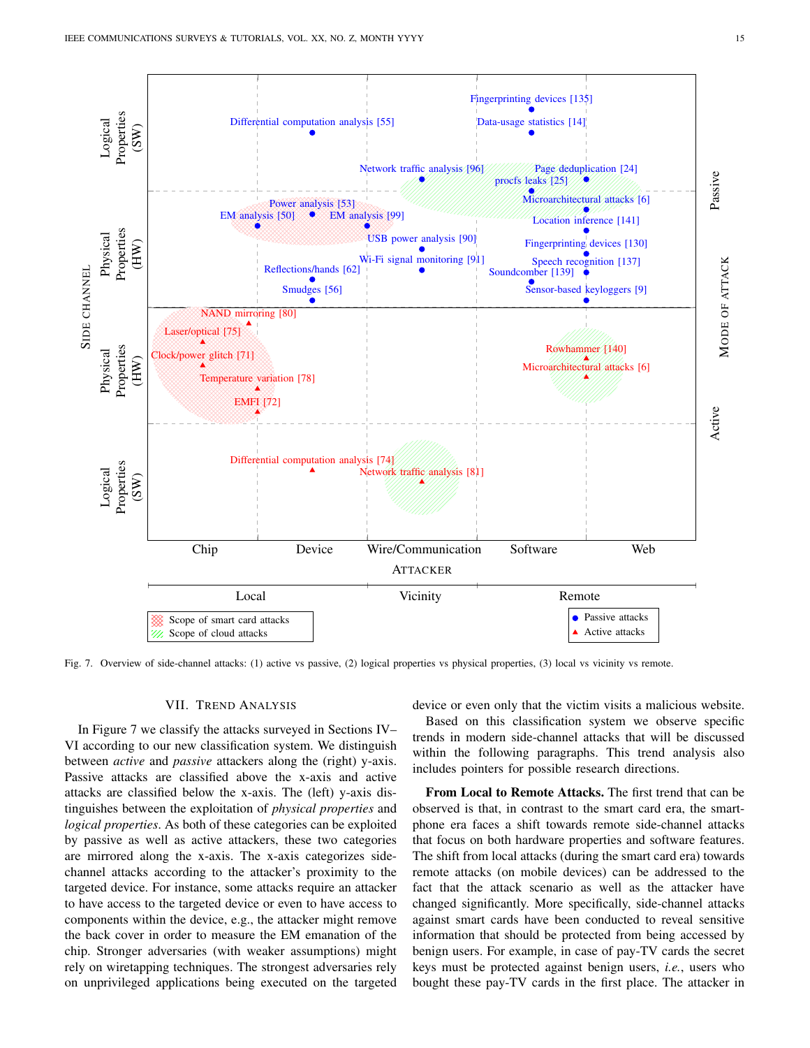Fig. 7. Overview of side-channel attacks: (1) active vs passive, (2) logical properties vs physical properties, (3) local vs vicinity vs remote.

## VII. Trend Analysis

In Figure 7 we classify the attacks surveyed in Sections IV–VI according to our new classification system. We distinguish between *active* and *passive* attackers along the (right) y-axis. Passive attacks are classified above the x-axis and active attacks are classified below the x-axis. The (left) y-axis distinguishes between the exploitation of *physical properties* and *logical properties*. As both of these categories can be exploited by passive as well as active attackers, these two categories are mirrored along the x-axis. The x-axis categorizes side-channel attacks according to the attacker's proximity to the targeted device. For instance, some attacks require an attacker to have access to the targeted device or even to have access to components within the device, e.g., the attacker might remove the back cover in order to measure the EM emanation of the chip. Stronger adversaries (with weaker assumptions) might rely on wiretapping techniques. The strongest adversaries rely on unprivileged applications being executed on the targeted device or even only that the victim visits a malicious website.

Based on this classification system we observe specific trends in modern side-channel attacks that will be discussed within the following paragraphs. This trend analysis also includes pointers for possible research directions.

**From Local to Remote Attacks.** The first trend that can be observed is that, in contrast to the smart card era, the smartphone era faces a shift towards remote side-channel attacks that focus on both hardware properties and software features. The shift from local attacks (during the smart card era) towards remote attacks (on mobile devices) can be addressed to the fact that the attack scenario as well as the attacker have changed significantly. More specifically, side-channel attacks against smart cards have been conducted to reveal sensitive information that should be protected from being accessed by benign users. For example, in case of pay-TV cards the secret keys must be protected against benign users, *i.e.*, users who bought these pay-TV cards in the first place. The attacker in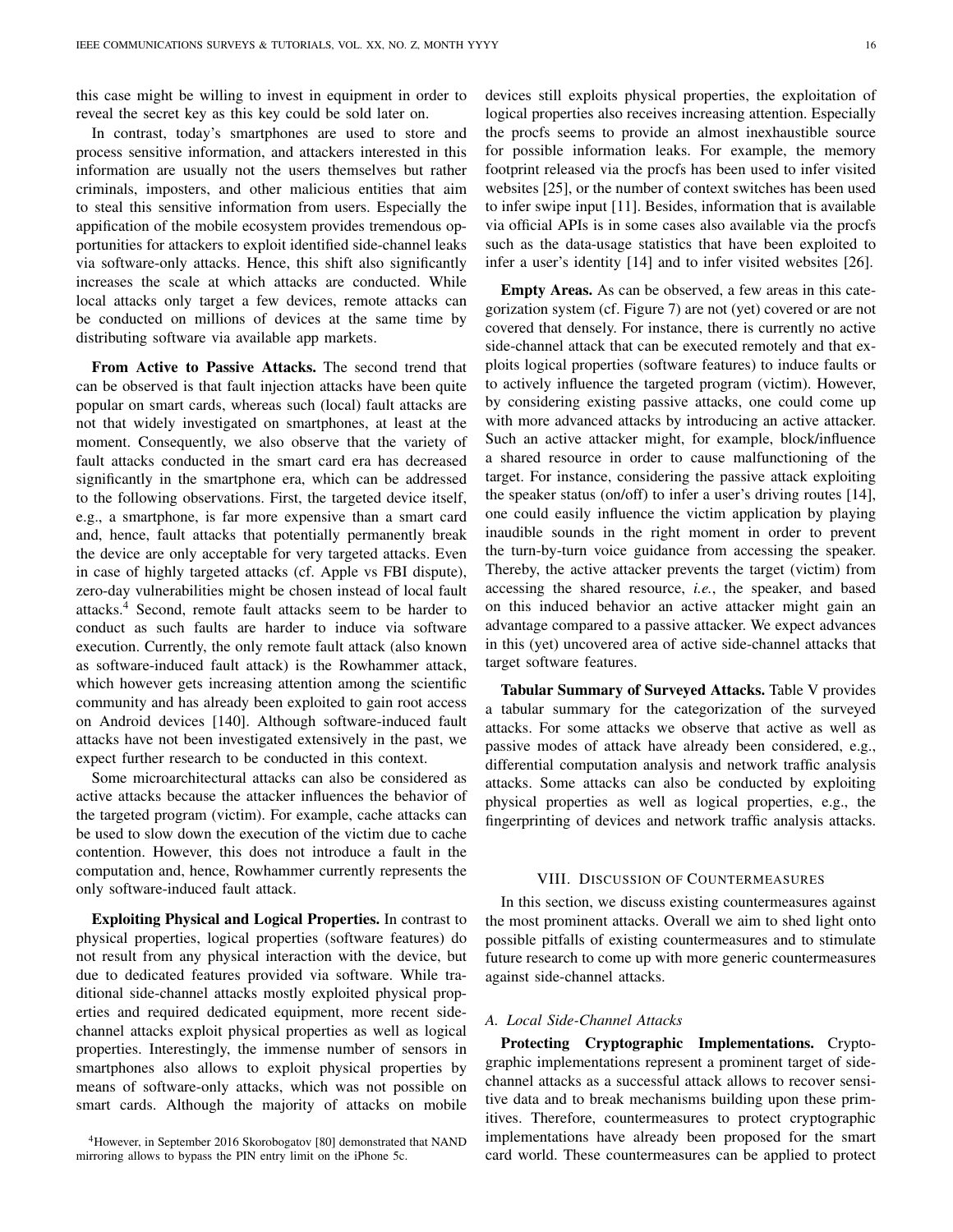this case might be willing to invest in equipment in order to reveal the secret key as this key could be sold later on.

In contrast, today's smartphones are used to store and process sensitive information, and attackers interested in this information are usually not the users themselves but rather criminals, imposters, and other malicious entities that aim to steal this sensitive information from users. Especially the appification of the mobile ecosystem provides tremendous opportunities for attackers to exploit identified side-channel leaks via software-only attacks. Hence, this shift also significantly increases the scale at which attacks are conducted. While local attacks only target a few devices, remote attacks can be conducted on millions of devices at the same time by distributing software via available app markets.

**From Active to Passive Attacks.** The second trend that can be observed is that fault injection attacks have been quite popular on smart cards, whereas such (local) fault attacks are not that widely investigated on smartphones, at least at the moment. Consequently, we also observe that the variety of fault attacks conducted in the smart card era has decreased significantly in the smartphone era, which can be addressed to the following observations. First, the targeted device itself, e.g., a smartphone, is far more expensive than a smart card and, hence, fault attacks that potentially permanently break the device are only acceptable for very targeted attacks. Even in case of highly targeted attacks (cf. Apple vs FBI dispute), zero-day vulnerabilities might be chosen instead of local fault attacks.[4] Second, remote fault attacks seem to be harder to conduct as such faults are harder to induce via software execution. Currently, the only remote fault attack (also known as software-induced fault attack) is the Rowhammer attack, which however gets increasing attention among the scientific community and has already been exploited to gain root access on Android devices [140]. Although software-induced fault attacks have not been investigated extensively in the past, we expect further research to be conducted in this context.

Some microarchitectural attacks can also be considered as active attacks because the attacker influences the behavior of the targeted program (victim). For example, cache attacks can be used to slow down the execution of the victim due to cache contention. However, this does not introduce a fault in the computation and, hence, Rowhammer currently represents the only software-induced fault attack.

**Exploiting Physical and Logical Properties.** In contrast to physical properties, logical properties (software features) do not result from any physical interaction with the device, but due to dedicated features provided via software. While traditional side-channel attacks mostly exploited physical properties and required dedicated equipment, more recent side-channel attacks exploit physical properties as well as logical properties. Interestingly, the immense number of sensors in smartphones also allows to exploit physical properties by means of software-only attacks, which was not possible on smart cards. Although the majority of attacks on mobile devices still exploits physical properties, the exploitation of logical properties also receives increasing attention. Especially the procfs seems to provide an almost inexhaustible source for possible information leaks. For example, the memory footprint released via the procfs has been used to infer visited websites [25], or the number of context switches has been used to infer swipe input [11]. Besides, information that is available via official APIs is in some cases also available via the procfs such as the data-usage statistics that have been exploited to infer a user's identity [14] and to infer visited websites [26].

**Empty Areas.** As can be observed, a few areas in this categorization system (cf. Figure 7) are not (yet) covered or are not covered that densely. For instance, there is currently no active side-channel attack that can be executed remotely and that exploits logical properties (software features) to induce faults or to actively influence the targeted program (victim). However, by considering existing passive attacks, one could come up with more advanced attacks by introducing an active attacker. Such an active attacker might, for example, block/influence a shared resource in order to cause malfunctioning of the target. For instance, considering the passive attack exploiting the speaker status (on/off) to infer a user's driving routes [14], one could easily influence the victim application by playing inaudible sounds in the right moment in order to prevent the turn-by-turn voice guidance from accessing the speaker. Thereby, the active attacker prevents the target (victim) from accessing the shared resource, *i.e.*, the speaker, and based on this induced behavior an active attacker might gain an advantage compared to a passive attacker. We expect advances in this (yet) uncovered area of active side-channel attacks that target software features.

**Tabular Summary of Surveyed Attacks.** Table V provides a tabular summary for the categorization of the surveyed attacks. For some attacks we observe that active as well as passive modes of attack have already been considered, e.g., differential computation analysis and network traffic analysis attacks. Some attacks can also be conducted by exploiting physical properties as well as logical properties, e.g., the fingerprinting of devices and network traffic analysis attacks.

## VIII. Discussion of Countermeasures

In this section, we discuss existing countermeasures against the most prominent attacks. Overall we aim to shed light onto possible pitfalls of existing countermeasures and to stimulate future research to come up with more generic countermeasures against side-channel attacks.

### A. Local Side-Channel Attacks

**Protecting Cryptographic Implementations.** Cryptographic implementations represent a prominent target of side-channel attacks as a successful attack allows to recover sensitive data and to break mechanisms building upon these primitives. Therefore, countermeasures to protect cryptographic implementations have already been proposed for the smart card world. These countermeasures can be applied to protect

[4] However, in September 2016 Skorobogatov [80] demonstrated that NAND mirroring allows to bypass the PIN entry limit on the iPhone 5c.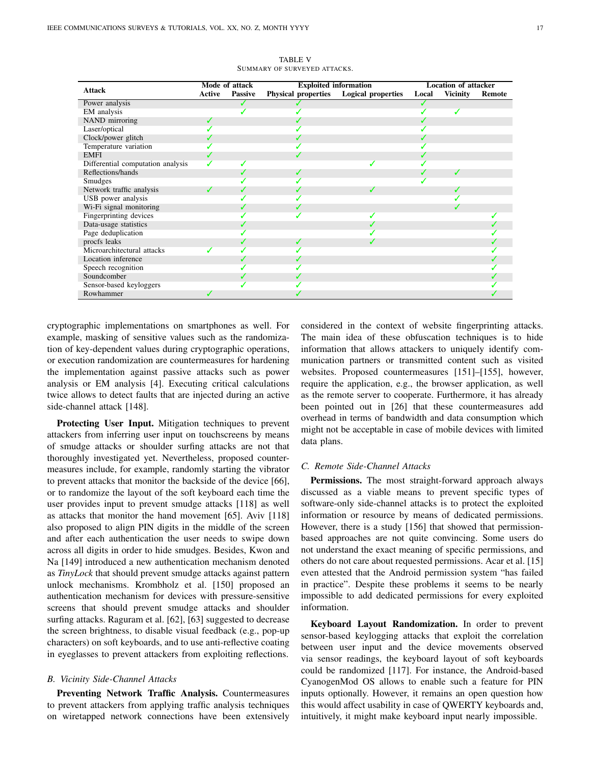TABLE V
SUMMARY OF SURVEYED ATTACKS.

| Attack | Mode of attack | | Exploited information | | Location of attacker | | |
|---|---|---|---|---|---|---|---|
| | Active | Passive | Physical properties | Logical properties | Local | Vicinity | Remote |
| Power analysis | | ✓ | ✓ | | ✓ | | |
| EM analysis | | ✓ | ✓ | | ✓ | ✓ | |
| NAND mirroring | ✓ | | ✓ | | ✓ | | |
| Laser/optical | ✓ | | ✓ | | ✓ | | |
| Clock/power glitch | ✓ | | ✓ | | ✓ | | |
| Temperature variation | ✓ | | ✓ | | ✓ | | |
| EMFI | ✓ | | ✓ | | ✓ | | |
| Differential computation analysis | ✓ | ✓ | | ✓ | ✓ | | |
| Reflections/hands | | ✓ | ✓ | | ✓ | ✓ | |
| Smudges | | ✓ | ✓ | | ✓ | | |
| Network traffic analysis | ✓ | ✓ | ✓ | ✓ | | ✓ | |
| USB power analysis | | ✓ | ✓ | | | ✓ | |
| Wi-Fi signal monitoring | | ✓ | ✓ | | | ✓ | |
| Fingerprinting devices | | ✓ | ✓ | ✓ | | | ✓ |
| Data-usage statistics | | ✓ | | ✓ | | | ✓ |
| Page deduplication | | ✓ | | ✓ | | | ✓ |
| procfs leaks | | ✓ | ✓ | ✓ | | | ✓ |
| Microarchitectural attacks | ✓ | ✓ | ✓ | | | | ✓ |
| Location inference | | ✓ | ✓ | | | | ✓ |
| Speech recognition | | ✓ | ✓ | | | | ✓ |
| Soundcomber | | ✓ | ✓ | | | | ✓ |
| Sensor-based keyloggers | | ✓ | ✓ | | | | ✓ |
| Rowhammer | ✓ | | ✓ | | | | ✓ |

cryptographic implementations on smartphones as well. For example, masking of sensitive values such as the randomization of key-dependent values during cryptographic operations, or execution randomization are countermeasures for hardening the implementation against passive attacks such as power analysis or EM analysis [4]. Executing critical calculations twice allows to detect faults that are injected during an active side-channel attack [148].

**Protecting User Input.** Mitigation techniques to prevent attackers from inferring user input on touchscreens by means of smudge attacks or shoulder surfing attacks are not that thoroughly investigated yet. Nevertheless, proposed countermeasures include, for example, randomly starting the vibrator to prevent attacks that monitor the backside of the device [66], or to randomize the layout of the soft keyboard each time the user provides input to prevent smudge attacks [118] as well as attacks that monitor the hand movement [65]. Aviv [118] also proposed to align PIN digits in the middle of the screen and after each authentication the user needs to swipe down across all digits in order to hide smudges. Besides, Kwon and Na [149] introduced a new authentication mechanism denoted as *TinyLock* that should prevent smudge attacks against pattern unlock mechanisms. Krombholz et al. [150] proposed an authentication mechanism for devices with pressure-sensitive screens that should prevent smudge attacks and shoulder surfing attacks. Raguram et al. [62], [63] suggested to decrease the screen brightness, to disable visual feedback (e.g., pop-up characters) on soft keyboards, and to use anti-reflective coating in eyeglasses to prevent attackers from exploiting reflections.

### *B. Vicinity Side-Channel Attacks*

**Preventing Network Traffic Analysis.** Countermeasures to prevent attackers from applying traffic analysis techniques on wiretapped network connections have been extensively considered in the context of website fingerprinting attacks. The main idea of these obfuscation techniques is to hide information that allows attackers to uniquely identify communication partners or transmitted content such as visited websites. Proposed countermeasures [151]–[155], however, require the application, e.g., the browser application, as well as the remote server to cooperate. Furthermore, it has already been pointed out in [26] that these countermeasures add overhead in terms of bandwidth and data consumption which might not be acceptable in case of mobile devices with limited data plans.

### *C. Remote Side-Channel Attacks*

**Permissions.** The most straight-forward approach always discussed as a viable means to prevent specific types of software-only side-channel attacks is to protect the exploited information or resource by means of dedicated permissions. However, there is a study [156] that showed that permission-based approaches are not quite convincing. Some users do not understand the exact meaning of specific permissions, and others do not care about requested permissions. Acar et al. [15] even attested that the Android permission system "has failed in practice". Despite these problems it seems to be nearly impossible to add dedicated permissions for every exploited information.

**Keyboard Layout Randomization.** In order to prevent sensor-based keylogging attacks that exploit the correlation between user input and the device movements observed via sensor readings, the keyboard layout of soft keyboards could be randomized [117]. For instance, the Android-based CyanogenMod OS allows to enable such a feature for PIN inputs optionally. However, it remains an open question how this would affect usability in case of QWERTY keyboards and, intuitively, it might make keyboard input nearly impossible.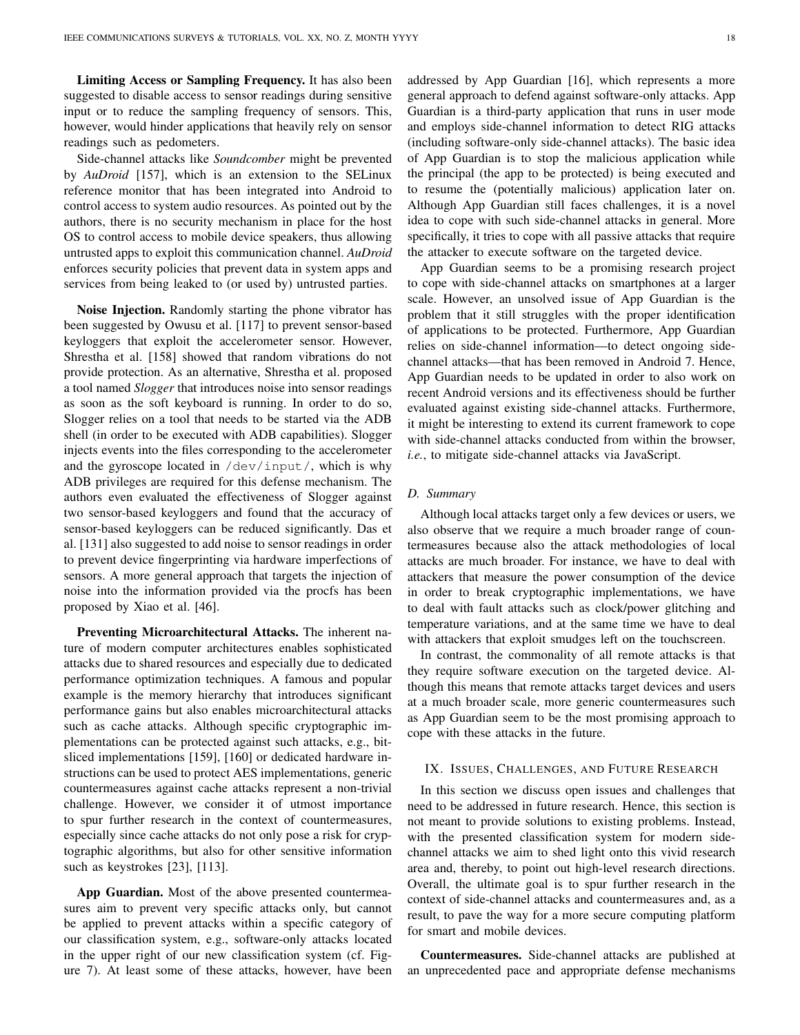**Limiting Access or Sampling Frequency.** It has also been suggested to disable access to sensor readings during sensitive input or to reduce the sampling frequency of sensors. This, however, would hinder applications that heavily rely on sensor readings such as pedometers.

Side-channel attacks like *Soundcomber* might be prevented by *AuDroid* [157], which is an extension to the SELinux reference monitor that has been integrated into Android to control access to system audio resources. As pointed out by the authors, there is no security mechanism in place for the host OS to control access to mobile device speakers, thus allowing untrusted apps to exploit this communication channel. *AuDroid* enforces security policies that prevent data in system apps and services from being leaked to (or used by) untrusted parties.

**Noise Injection.** Randomly starting the phone vibrator has been suggested by Owusu et al. [117] to prevent sensor-based keyloggers that exploit the accelerometer sensor. However, Shrestha et al. [158] showed that random vibrations do not provide protection. As an alternative, Shrestha et al. proposed a tool named *Slogger* that introduces noise into sensor readings as soon as the soft keyboard is running. In order to do so, Slogger relies on a tool that needs to be started via the ADB shell (in order to be executed with ADB capabilities). Slogger injects events into the files corresponding to the accelerometer and the gyroscope located in `/dev/input/`, which is why ADB privileges are required for this defense mechanism. The authors even evaluated the effectiveness of Slogger against two sensor-based keyloggers and found that the accuracy of sensor-based keyloggers can be reduced significantly. Das et al. [131] also suggested to add noise to sensor readings in order to prevent device fingerprinting via hardware imperfections of sensors. A more general approach that targets the injection of noise into the information provided via the procfs has been proposed by Xiao et al. [46].

**Preventing Microarchitectural Attacks.** The inherent nature of modern computer architectures enables sophisticated attacks due to shared resources and especially due to dedicated performance optimization techniques. A famous and popular example is the memory hierarchy that introduces significant performance gains but also enables microarchitectural attacks such as cache attacks. Although specific cryptographic implementations can be protected against such attacks, e.g., bit-sliced implementations [159], [160] or dedicated hardware instructions can be used to protect AES implementations, generic countermeasures against cache attacks represent a non-trivial challenge. However, we consider it of utmost importance to spur further research in the context of countermeasures, especially since cache attacks do not only pose a risk for cryptographic algorithms, but also for other sensitive information such as keystrokes [23], [113].

**App Guardian.** Most of the above presented countermeasures aim to prevent very specific attacks only, but cannot be applied to prevent attacks within a specific category of our classification system, e.g., software-only attacks located in the upper right of our new classification system (cf. Figure 7). At least some of these attacks, however, have been addressed by App Guardian [16], which represents a more general approach to defend against software-only attacks. App Guardian is a third-party application that runs in user mode and employs side-channel information to detect RIG attacks (including software-only side-channel attacks). The basic idea of App Guardian is to stop the malicious application while the principal (the app to be protected) is being executed and to resume the (potentially malicious) application later on. Although App Guardian still faces challenges, it is a novel idea to cope with such side-channel attacks in general. More specifically, it tries to cope with all passive attacks that require the attacker to execute software on the targeted device.

App Guardian seems to be a promising research project to cope with side-channel attacks on smartphones at a larger scale. However, an unsolved issue of App Guardian is the problem that it still struggles with the proper identification of applications to be protected. Furthermore, App Guardian relies on side-channel information—to detect ongoing side-channel attacks—that has been removed in Android 7. Hence, App Guardian needs to be updated in order to also work on recent Android versions and its effectiveness should be further evaluated against existing side-channel attacks. Furthermore, it might be interesting to extend its current framework to cope with side-channel attacks conducted from within the browser, *i.e.*, to mitigate side-channel attacks via JavaScript.

### D. Summary

Although local attacks target only a few devices or users, we also observe that we require a much broader range of countermeasures because also the attack methodologies of local attacks are much broader. For instance, we have to deal with attackers that measure the power consumption of the device in order to break cryptographic implementations, we have to deal with fault attacks such as clock/power glitching and temperature variations, and at the same time we have to deal with attackers that exploit smudges left on the touchscreen.

In contrast, the commonality of all remote attacks is that they require software execution on the targeted device. Although this means that remote attacks target devices and users at a much broader scale, more generic countermeasures such as App Guardian seem to be the most promising approach to cope with these attacks in the future.

## IX. Issues, Challenges, and Future Research

In this section we discuss open issues and challenges that need to be addressed in future research. Hence, this section is not meant to provide solutions to existing problems. Instead, with the presented classification system for modern side-channel attacks we aim to shed light onto this vivid research area and, thereby, to point out high-level research directions. Overall, the ultimate goal is to spur further research in the context of side-channel attacks and countermeasures and, as a result, to pave the way for a more secure computing platform for smart and mobile devices.

**Countermeasures.** Side-channel attacks are published at an unprecedented pace and appropriate defense mechanisms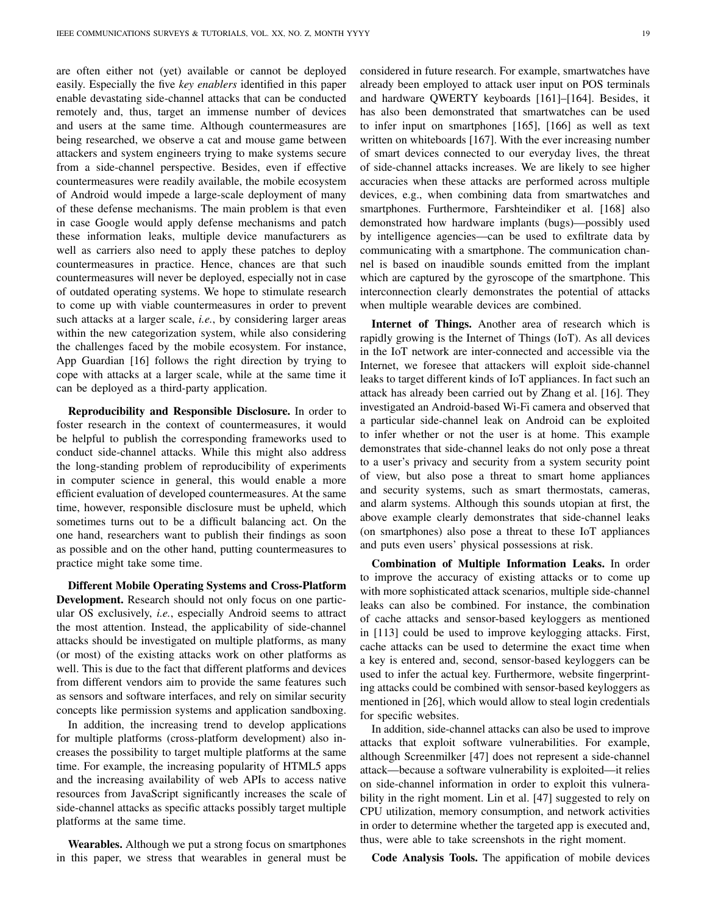are often either not (yet) available or cannot be deployed easily. Especially the five *key enablers* identified in this paper enable devastating side-channel attacks that can be conducted remotely and, thus, target an immense number of devices and users at the same time. Although countermeasures are being researched, we observe a cat and mouse game between attackers and system engineers trying to make systems secure from a side-channel perspective. Besides, even if effective countermeasures were readily available, the mobile ecosystem of Android would impede a large-scale deployment of many of these defense mechanisms. The main problem is that even in case Google would apply defense mechanisms and patch these information leaks, multiple device manufacturers as well as carriers also need to apply these patches to deploy countermeasures in practice. Hence, chances are that such countermeasures will never be deployed, especially not in case of outdated operating systems. We hope to stimulate research to come up with viable countermeasures in order to prevent such attacks at a larger scale, *i.e.*, by considering larger areas within the new categorization system, while also considering the challenges faced by the mobile ecosystem. For instance, App Guardian [16] follows the right direction by trying to cope with attacks at a larger scale, while at the same time it can be deployed as a third-party application.

**Reproducibility and Responsible Disclosure.** In order to foster research in the context of countermeasures, it would be helpful to publish the corresponding frameworks used to conduct side-channel attacks. While this might also address the long-standing problem of reproducibility of experiments in computer science in general, this would enable a more efficient evaluation of developed countermeasures. At the same time, however, responsible disclosure must be upheld, which sometimes turns out to be a difficult balancing act. On the one hand, researchers want to publish their findings as soon as possible and on the other hand, putting countermeasures to practice might take some time.

**Different Mobile Operating Systems and Cross-Platform Development.** Research should not only focus on one particular OS exclusively, *i.e.*, especially Android seems to attract the most attention. Instead, the applicability of side-channel attacks should be investigated on multiple platforms, as many (or most) of the existing attacks work on other platforms as well. This is due to the fact that different platforms and devices from different vendors aim to provide the same features such as sensors and software interfaces, and rely on similar security concepts like permission systems and application sandboxing.

In addition, the increasing trend to develop applications for multiple platforms (cross-platform development) also increases the possibility to target multiple platforms at the same time. For example, the increasing popularity of HTML5 apps and the increasing availability of web APIs to access native resources from JavaScript significantly increases the scale of side-channel attacks as specific attacks possibly target multiple platforms at the same time.

**Wearables.** Although we put a strong focus on smartphones in this paper, we stress that wearables in general must be considered in future research. For example, smartwatches have already been employed to attack user input on POS terminals and hardware QWERTY keyboards [161]–[164]. Besides, it has also been demonstrated that smartwatches can be used to infer input on smartphones [165], [166] as well as text written on whiteboards [167]. With the ever increasing number of smart devices connected to our everyday lives, the threat of side-channel attacks increases. We are likely to see higher accuracies when these attacks are performed across multiple devices, e.g., when combining data from smartwatches and smartphones. Furthermore, Farshteindiker et al. [168] also demonstrated how hardware implants (bugs)—possibly used by intelligence agencies—can be used to exfiltrate data by communicating with a smartphone. The communication channel is based on inaudible sounds emitted from the implant which are captured by the gyroscope of the smartphone. This interconnection clearly demonstrates the potential of attacks when multiple wearable devices are combined.

**Internet of Things.** Another area of research which is rapidly growing is the Internet of Things (IoT). As all devices in the IoT network are inter-connected and accessible via the Internet, we foresee that attackers will exploit side-channel leaks to target different kinds of IoT appliances. In fact such an attack has already been carried out by Zhang et al. [16]. They investigated an Android-based Wi-Fi camera and observed that a particular side-channel leak on Android can be exploited to infer whether or not the user is at home. This example demonstrates that side-channel leaks do not only pose a threat to a user's privacy and security from a system security point of view, but also pose a threat to smart home appliances and security systems, such as smart thermostats, cameras, and alarm systems. Although this sounds utopian at first, the above example clearly demonstrates that side-channel leaks (on smartphones) also pose a threat to these IoT appliances and puts even users' physical possessions at risk.

**Combination of Multiple Information Leaks.** In order to improve the accuracy of existing attacks or to come up with more sophisticated attack scenarios, multiple side-channel leaks can also be combined. For instance, the combination of cache attacks and sensor-based keyloggers as mentioned in [113] could be used to improve keylogging attacks. First, cache attacks can be used to determine the exact time when a key is entered and, second, sensor-based keyloggers can be used to infer the actual key. Furthermore, website fingerprinting attacks could be combined with sensor-based keyloggers as mentioned in [26], which would allow to steal login credentials for specific websites.

In addition, side-channel attacks can also be used to improve attacks that exploit software vulnerabilities. For example, although Screenmilker [47] does not represent a side-channel attack—because a software vulnerability is exploited—it relies on side-channel information in order to exploit this vulnerability in the right moment. Lin et al. [47] suggested to rely on CPU utilization, memory consumption, and network activities in order to determine whether the targeted app is executed and, thus, were able to take screenshots in the right moment.

**Code Analysis Tools.** The appification of mobile devices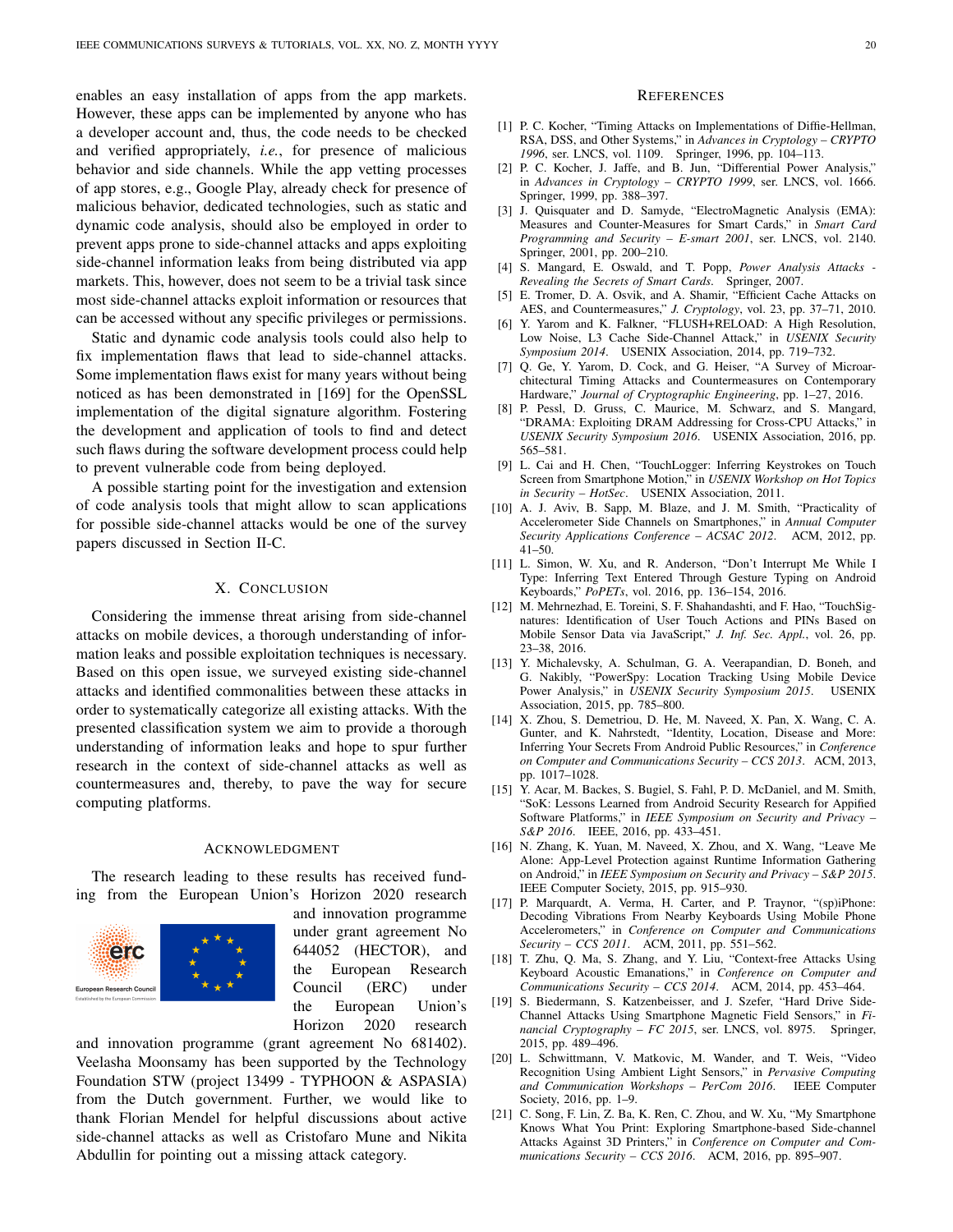enables an easy installation of apps from the app markets. However, these apps can be implemented by anyone who has a developer account and, thus, the code needs to be checked and verified appropriately, *i.e.*, for presence of malicious behavior and side channels. While the app vetting processes of app stores, e.g., Google Play, already check for presence of malicious behavior, dedicated technologies, such as static and dynamic code analysis, should also be employed in order to prevent apps prone to side-channel attacks and apps exploiting side-channel information leaks from being distributed via app markets. This, however, does not seem to be a trivial task since most side-channel attacks exploit information or resources that can be accessed without any specific privileges or permissions.

Static and dynamic code analysis tools could also help to fix implementation flaws that lead to side-channel attacks. Some implementation flaws exist for many years without being noticed as has been demonstrated in [169] for the OpenSSL implementation of the digital signature algorithm. Fostering the development and application of tools to find and detect such flaws during the software development process could help to prevent vulnerable code from being deployed.

A possible starting point for the investigation and extension of code analysis tools that might allow to scan applications for possible side-channel attacks would be one of the survey papers discussed in Section II-C.

## X. Conclusion

Considering the immense threat arising from side-channel attacks on mobile devices, a thorough understanding of information leaks and possible exploitation techniques is necessary. Based on this open issue, we surveyed existing side-channel attacks and identified commonalities between these attacks in order to systematically categorize all existing attacks. With the presented classification system we aim to provide a thorough understanding of information leaks and hope to spur further research in the context of side-channel attacks as well as countermeasures and, thereby, to pave the way for secure computing platforms.

## Acknowledgment

The research leading to these results has received funding from the European Union's Horizon 2020 research and innovation programme under grant agreement No 644052 (HECTOR), and the European Research Council (ERC) under the European Union's Horizon 2020 research and innovation programme (grant agreement No 681402). Veelasha Moonsamy has been supported by the Technology Foundation STW (project 13499 - TYPHOON & ASPASIA) from the Dutch government. Further, we would like to thank Florian Mendel for helpful discussions about active side-channel attacks as well as Cristofaro Mune and Nikita Abdullin for pointing out a missing attack category.

## References

[1] P. C. Kocher, "Timing Attacks on Implementations of Diffie-Hellman, RSA, DSS, and Other Systems," in *Advances in Cryptology – CRYPTO 1996*, ser. LNCS, vol. 1109. Springer, 1996, pp. 104–113.

[2] P. C. Kocher, J. Jaffe, and B. Jun, "Differential Power Analysis," in *Advances in Cryptology – CRYPTO 1999*, ser. LNCS, vol. 1666. Springer, 1999, pp. 388–397.

[3] J. Quisquater and D. Samyde, "ElectroMagnetic Analysis (EMA): Measures and Counter-Measures for Smart Cards," in *Smart Card Programming and Security – E-smart 2001*, ser. LNCS, vol. 2140. Springer, 2001, pp. 200–210.

[4] S. Mangard, E. Oswald, and T. Popp, *Power Analysis Attacks - Revealing the Secrets of Smart Cards*. Springer, 2007.

[5] E. Tromer, D. A. Osvik, and A. Shamir, "Efficient Cache Attacks on AES, and Countermeasures," *J. Cryptology*, vol. 23, pp. 37–71, 2010.

[6] Y. Yarom and K. Falkner, "FLUSH+RELOAD: A High Resolution, Low Noise, L3 Cache Side-Channel Attack," in *USENIX Security Symposium 2014*. USENIX Association, 2014, pp. 719–732.

[7] Q. Ge, Y. Yarom, D. Cock, and G. Heiser, "A Survey of Microarchitectural Timing Attacks and Countermeasures on Contemporary Hardware," *Journal of Cryptographic Engineering*, pp. 1–27, 2016.

[8] P. Pessl, D. Gruss, C. Maurice, M. Schwarz, and S. Mangard, "DRAMA: Exploiting DRAM Addressing for Cross-CPU Attacks," in *USENIX Security Symposium 2016*. USENIX Association, 2016, pp. 565–581.

[9] L. Cai and H. Chen, "TouchLogger: Inferring Keystrokes on Touch Screen from Smartphone Motion," in *USENIX Workshop on Hot Topics in Security – HotSec*. USENIX Association, 2011.

[10] A. J. Aviv, B. Sapp, M. Blaze, and J. M. Smith, "Practicality of Accelerometer Side Channels on Smartphones," in *Annual Computer Security Applications Conference – ACSAC 2012*. ACM, 2012, pp. 41–50.

[11] L. Simon, W. Xu, and R. Anderson, "Don't Interrupt Me While I Type: Inferring Text Entered Through Gesture Typing on Android Keyboards," *PoPETs*, vol. 2016, pp. 136–154, 2016.

[12] M. Mehrnezhad, E. Toreini, S. F. Shahandashti, and F. Hao, "TouchSignatures: Identification of User Touch Actions and PINs Based on Mobile Sensor Data via JavaScript," *J. Inf. Sec. Appl.*, vol. 26, pp. 23–38, 2016.

[13] Y. Michalevsky, A. Schulman, G. A. Veerapandian, D. Boneh, and G. Nakibly, "PowerSpy: Location Tracking Using Mobile Device Power Analysis," in *USENIX Security Symposium 2015*. USENIX Association, 2015, pp. 785–800.

[14] X. Zhou, S. Demetriou, D. He, M. Naveed, X. Pan, X. Wang, C. A. Gunter, and K. Nahrstedt, "Identity, Location, Disease and More: Inferring Your Secrets From Android Public Resources," in *Conference on Computer and Communications Security – CCS 2013*. ACM, 2013, pp. 1017–1028.

[15] Y. Acar, M. Backes, S. Bugiel, S. Fahl, P. D. McDaniel, and M. Smith, "SoK: Lessons Learned from Android Security Research for Appified Software Platforms," in *IEEE Symposium on Security and Privacy – S&P 2016*. IEEE, 2016, pp. 433–451.

[16] N. Zhang, K. Yuan, M. Naveed, X. Zhou, and X. Wang, "Leave Me Alone: App-Level Protection against Runtime Information Gathering on Android," in *IEEE Symposium on Security and Privacy – S&P 2015*. IEEE Computer Society, 2015, pp. 915–930.

[17] P. Marquardt, A. Verma, H. Carter, and P. Traynor, "(sp)iPhone: Decoding Vibrations From Nearby Keyboards Using Mobile Phone Accelerometers," in *Conference on Computer and Communications Security – CCS 2011*. ACM, 2011, pp. 551–562.

[18] T. Zhu, Q. Ma, S. Zhang, and Y. Liu, "Context-free Attacks Using Keyboard Acoustic Emanations," in *Conference on Computer and Communications Security – CCS 2014*. ACM, 2014, pp. 453–464.

[19] S. Biedermann, S. Katzenbeisser, and J. Szefer, "Hard Drive Side-Channel Attacks Using Smartphone Magnetic Field Sensors," in *Financial Cryptography – FC 2015*, ser. LNCS, vol. 8975. Springer, 2015, pp. 489–496.

[20] L. Schwittmann, V. Matkovic, M. Wander, and T. Weis, "Video Recognition Using Ambient Light Sensors," in *Pervasive Computing and Communication Workshops – PerCom 2016*. IEEE Computer Society, 2016, pp. 1–9.

[21] C. Song, F. Lin, Z. Ba, K. Ren, C. Zhou, and W. Xu, "My Smartphone Knows What You Print: Exploring Smartphone-based Side-channel Attacks Against 3D Printers," in *Conference on Computer and Communications Security – CCS 2016*. ACM, 2016, pp. 895–907.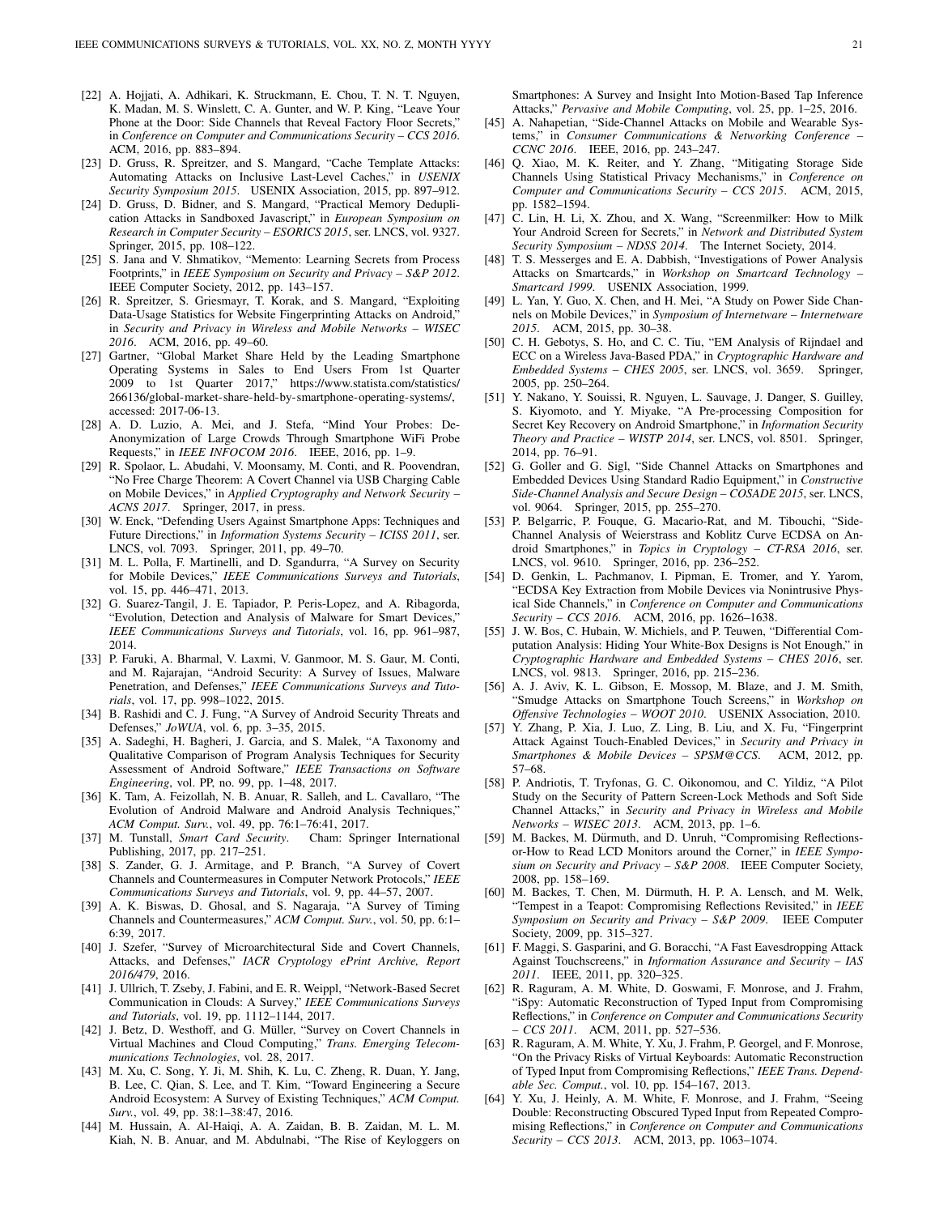[22] A. Hojjati, A. Adhikari, K. Struckmann, E. Chou, T. N. T. Nguyen, K. Madan, M. S. Winslett, C. A. Gunter, and W. P. King, "Leave Your Phone at the Door: Side Channels that Reveal Factory Floor Secrets," in *Conference on Computer and Communications Security – CCS 2016*. ACM, 2016, pp. 883–894.

[23] D. Gruss, R. Spreitzer, and S. Mangard, "Cache Template Attacks: Automating Attacks on Inclusive Last-Level Caches," in *USENIX Security Symposium 2015*. USENIX Association, 2015, pp. 897–912.

[24] D. Gruss, D. Bidner, and S. Mangard, "Practical Memory Deduplication Attacks in Sandboxed Javascript," in *European Symposium on Research in Computer Security – ESORICS 2015*, ser. LNCS, vol. 9327. Springer, 2015, pp. 108–122.

[25] S. Jana and V. Shmatikov, "Memento: Learning Secrets from Process Footprints," in *IEEE Symposium on Security and Privacy – S&P 2012*. IEEE Computer Society, 2012, pp. 143–157.

[26] R. Spreitzer, S. Griesmayr, T. Korak, and S. Mangard, "Exploiting Data-Usage Statistics for Website Fingerprinting Attacks on Android," in *Security and Privacy in Wireless and Mobile Networks – WISEC 2016*. ACM, 2016, pp. 49–60.

[27] Gartner, "Global Market Share Held by the Leading Smartphone Operating Systems in Sales to End Users From 1st Quarter 2009 to 1st Quarter 2017," https://www.statista.com/statistics/266136/global-market-share-held-by-smartphone-operating-systems/, accessed: 2017-06-13.

[28] A. D. Luzio, A. Mei, and J. Stefa, "Mind Your Probes: De-Anonymization of Large Crowds Through Smartphone WiFi Probe Requests," in *IEEE INFOCOM 2016*. IEEE, 2016, pp. 1–9.

[29] R. Spolaor, L. Abudahi, V. Moonsamy, M. Conti, and R. Poovendran, "No Free Charge Theorem: A Covert Channel via USB Charging Cable on Mobile Devices," in *Applied Cryptography and Network Security – ACNS 2017*. Springer, 2017, in press.

[30] W. Enck, "Defending Users Against Smartphone Apps: Techniques and Future Directions," in *Information Systems Security – ICISS 2011*, ser. LNCS, vol. 7093. Springer, 2011, pp. 49–70.

[31] M. L. Polla, F. Martinelli, and D. Sgandurra, "A Survey on Security for Mobile Devices," *IEEE Communications Surveys and Tutorials*, vol. 15, pp. 446–471, 2013.

[32] G. Suarez-Tangil, J. E. Tapiador, P. Peris-Lopez, and A. Ribagorda, "Evolution, Detection and Analysis of Malware for Smart Devices," *IEEE Communications Surveys and Tutorials*, vol. 16, pp. 961–987, 2014.

[33] P. Faruki, A. Bharmal, V. Laxmi, V. Ganmoor, M. S. Gaur, M. Conti, and M. Rajarajan, "Android Security: A Survey of Issues, Malware Penetration, and Defenses," *IEEE Communications Surveys and Tutorials*, vol. 17, pp. 998–1022, 2015.

[34] B. Rashidi and C. J. Fung, "A Survey of Android Security Threats and Defenses," *JoWUA*, vol. 6, pp. 3–35, 2015.

[35] A. Sadeghi, H. Bagheri, J. Garcia, and S. Malek, "A Taxonomy and Qualitative Comparison of Program Analysis Techniques for Security Assessment of Android Software," *IEEE Transactions on Software Engineering*, vol. PP, no. 99, pp. 1–48, 2017.

[36] K. Tam, A. Feizollah, N. B. Anuar, R. Salleh, and L. Cavallaro, "The Evolution of Android Malware and Android Analysis Techniques," *ACM Comput. Surv.*, vol. 49, pp. 76:1–76:41, 2017.

[37] M. Tunstall, *Smart Card Security*. Cham: Springer International Publishing, 2017, pp. 217–251.

[38] S. Zander, G. J. Armitage, and P. Branch, "A Survey of Covert Channels and Countermeasures in Computer Network Protocols," *IEEE Communications Surveys and Tutorials*, vol. 9, pp. 44–57, 2007.

[39] A. K. Biswas, D. Ghosal, and S. Nagaraja, "A Survey of Timing Channels and Countermeasures," *ACM Comput. Surv.*, vol. 50, pp. 6:1–6:39, 2017.

[40] J. Szefer, "Survey of Microarchitectural Side and Covert Channels, Attacks, and Defenses," *IACR Cryptology ePrint Archive, Report 2016/479*, 2016.

[41] J. Ullrich, T. Zseby, J. Fabini, and E. R. Weippl, "Network-Based Secret Communication in Clouds: A Survey," *IEEE Communications Surveys and Tutorials*, vol. 19, pp. 1112–1144, 2017.

[42] J. Betz, D. Westhoff, and G. Müller, "Survey on Covert Channels in Virtual Machines and Cloud Computing," *Trans. Emerging Telecommunications Technologies*, vol. 28, 2017.

[43] M. Xu, C. Song, Y. Ji, M. Shih, K. Lu, C. Zheng, R. Duan, Y. Jang, B. Lee, C. Qian, S. Lee, and T. Kim, "Toward Engineering a Secure Android Ecosystem: A Survey of Existing Techniques," *ACM Comput. Surv.*, vol. 49, pp. 38:1–38:47, 2016.

[44] M. Hussain, A. Al-Haiqi, A. A. Zaidan, B. B. Zaidan, M. L. M. Kiah, N. B. Anuar, and M. Abdulnabi, "The Rise of Keyloggers on Smartphones: A Survey and Insight Into Motion-Based Tap Inference Attacks," *Pervasive and Mobile Computing*, vol. 25, pp. 1–25, 2016.

[45] A. Nahapetian, "Side-Channel Attacks on Mobile and Wearable Systems," in *Consumer Communications & Networking Conference – CCNC 2016*. IEEE, 2016, pp. 243–247.

[46] Q. Xiao, M. K. Reiter, and Y. Zhang, "Mitigating Storage Side Channels Using Statistical Privacy Mechanisms," in *Conference on Computer and Communications Security – CCS 2015*. ACM, 2015, pp. 1582–1594.

[47] C. Lin, H. Li, X. Zhou, and X. Wang, "Screenmilker: How to Milk Your Android Screen for Secrets," in *Network and Distributed System Security Symposium – NDSS 2014*. The Internet Society, 2014.

[48] T. S. Messerges and E. A. Dabbish, "Investigations of Power Analysis Attacks on Smartcards," in *Workshop on Smartcard Technology – Smartcard 1999*. USENIX Association, 1999.

[49] L. Yan, Y. Guo, X. Chen, and H. Mei, "A Study on Power Side Channels on Mobile Devices," in *Symposium of Internetware – Internetware 2015*. ACM, 2015, pp. 30–38.

[50] C. H. Gebotys, S. Ho, and C. C. Tiu, "EM Analysis of Rijndael and ECC on a Wireless Java-Based PDA," in *Cryptographic Hardware and Embedded Systems – CHES 2005*, ser. LNCS, vol. 3659. Springer, 2005, pp. 250–264.

[51] Y. Nakano, Y. Souissi, R. Nguyen, L. Sauvage, J. Danger, S. Guilley, S. Kiyomoto, and Y. Miyake, "A Pre-processing Composition for Secret Key Recovery on Android Smartphone," in *Information Security Theory and Practice – WISTP 2014*, ser. LNCS, vol. 8501. Springer, 2014, pp. 76–91.

[52] G. Goller and G. Sigl, "Side Channel Attacks on Smartphones and Embedded Devices Using Standard Radio Equipment," in *Constructive Side-Channel Analysis and Secure Design – COSADE 2015*, ser. LNCS, vol. 9064. Springer, 2015, pp. 255–270.

[53] P. Belgarric, P. Fouque, G. Macario-Rat, and M. Tibouchi, "Side-Channel Analysis of Weierstrass and Koblitz Curve ECDSA on Android Smartphones," in *Topics in Cryptology – CT-RSA 2016*, ser. LNCS, vol. 9610. Springer, 2016, pp. 236–252.

[54] D. Genkin, L. Pachmanov, I. Pipman, E. Tromer, and Y. Yarom, "ECDSA Key Extraction from Mobile Devices via Nonintrusive Physical Side Channels," in *Conference on Computer and Communications Security – CCS 2016*. ACM, 2016, pp. 1626–1638.

[55] J. W. Bos, C. Hubain, W. Michiels, and P. Teuwen, "Differential Computation Analysis: Hiding Your White-Box Designs is Not Enough," in *Cryptographic Hardware and Embedded Systems – CHES 2016*, ser. LNCS, vol. 9813. Springer, 2016, pp. 215–236.

[56] A. J. Aviv, K. L. Gibson, E. Mossop, M. Blaze, and J. M. Smith, "Smudge Attacks on Smartphone Touch Screens," in *Workshop on Offensive Technologies – WOOT 2010*. USENIX Association, 2010.

[57] Y. Zhang, P. Xia, J. Luo, Z. Ling, B. Liu, and X. Fu, "Fingerprint Attack Against Touch-Enabled Devices," in *Security and Privacy in Smartphones & Mobile Devices – SPSM@CCS*. ACM, 2012, pp. 57–68.

[58] P. Andriotis, T. Tryfonas, G. C. Oikonomou, and C. Yildiz, "A Pilot Study on the Security of Pattern Screen-Lock Methods and Soft Side Channel Attacks," in *Security and Privacy in Wireless and Mobile Networks – WISEC 2013*. ACM, 2013, pp. 1–6.

[59] M. Backes, M. Dürmuth, and D. Unruh, "Compromising Reflections-or-How to Read LCD Monitors around the Corner," in *IEEE Symposium on Security and Privacy – S&P 2008*. IEEE Computer Society, 2008, pp. 158–169.

[60] M. Backes, T. Chen, M. Dürmuth, H. P. A. Lensch, and M. Welk, "Tempest in a Teapot: Compromising Reflections Revisited," in *IEEE Symposium on Security and Privacy – S&P 2009*. IEEE Computer Society, 2009, pp. 315–327.

[61] F. Maggi, S. Gasparini, and G. Boracchi, "A Fast Eavesdropping Attack Against Touchscreens," in *Information Assurance and Security – IAS 2011*. IEEE, 2011, pp. 320–325.

[62] R. Raguram, A. M. White, D. Goswami, F. Monrose, and J. Frahm, "iSpy: Automatic Reconstruction of Typed Input from Compromising Reflections," in *Conference on Computer and Communications Security – CCS 2011*. ACM, 2011, pp. 527–536.

[63] R. Raguram, A. M. White, Y. Xu, J. Frahm, P. Georgel, and F. Monrose, "On the Privacy Risks of Virtual Keyboards: Automatic Reconstruction of Typed Input from Compromising Reflections," *IEEE Trans. Dependable Sec. Comput.*, vol. 10, pp. 154–167, 2013.

[64] Y. Xu, J. Heinly, A. M. White, F. Monrose, and J. Frahm, "Seeing Double: Reconstructing Obscured Typed Input from Repeated Compromising Reflections," in *Conference on Computer and Communications Security – CCS 2013*. ACM, 2013, pp. 1063–1074.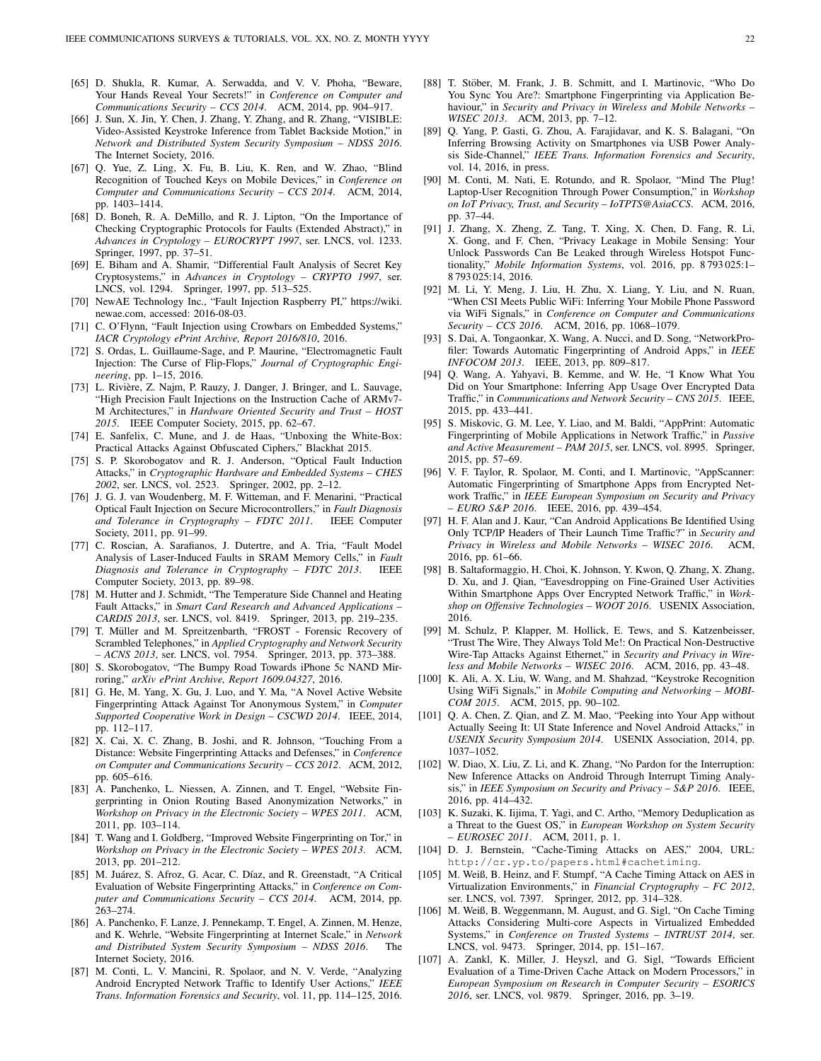[65] D. Shukla, R. Kumar, A. Serwadda, and V. V. Phoha, "Beware, Your Hands Reveal Your Secrets!" in *Conference on Computer and Communications Security – CCS 2014*. ACM, 2014, pp. 904–917.

[66] J. Sun, X. Jin, Y. Chen, J. Zhang, Y. Zhang, and R. Zhang, "VISIBLE: Video-Assisted Keystroke Inference from Tablet Backside Motion," in *Network and Distributed System Security Symposium – NDSS 2016*. The Internet Society, 2016.

[67] Q. Yue, Z. Ling, X. Fu, B. Liu, K. Ren, and W. Zhao, "Blind Recognition of Touched Keys on Mobile Devices," in *Conference on Computer and Communications Security – CCS 2014*. ACM, 2014, pp. 1403–1414.

[68] D. Boneh, R. A. DeMillo, and R. J. Lipton, "On the Importance of Checking Cryptographic Protocols for Faults (Extended Abstract)," in *Advances in Cryptology – EUROCRYPT 1997*, ser. LNCS, vol. 1233. Springer, 1997, pp. 37–51.

[69] E. Biham and A. Shamir, "Differential Fault Analysis of Secret Key Cryptosystems," in *Advances in Cryptology – CRYPTO 1997*, ser. LNCS, vol. 1294. Springer, 1997, pp. 513–525.

[70] NewAE Technology Inc., "Fault Injection Raspberry PI," https://wiki.newae.com, accessed: 2016-08-03.

[71] C. O'Flynn, "Fault Injection using Crowbars on Embedded Systems," *IACR Cryptology ePrint Archive, Report 2016/810*, 2016.

[72] S. Ordas, L. Guillaume-Sage, and P. Maurine, "Electromagnetic Fault Injection: The Curse of Flip-Flops," *Journal of Cryptographic Engineering*, pp. 1–15, 2016.

[73] L. Rivière, Z. Najm, P. Rauzy, J. Danger, J. Bringer, and L. Sauvage, "High Precision Fault Injections on the Instruction Cache of ARMv7-M Architectures," in *Hardware Oriented Security and Trust – HOST 2015*. IEEE Computer Society, 2015, pp. 62–67.

[74] E. Sanfelix, C. Mune, and J. de Haas, "Unboxing the White-Box: Practical Attacks Against Obfuscated Ciphers," Blackhat 2015.

[75] S. P. Skorobogatov and R. J. Anderson, "Optical Fault Induction Attacks," in *Cryptographic Hardware and Embedded Systems – CHES 2002*, ser. LNCS, vol. 2523. Springer, 2002, pp. 2–12.

[76] J. G. J. van Woudenberg, M. F. Witteman, and F. Menarini, "Practical Optical Fault Injection on Secure Microcontrollers," in *Fault Diagnosis and Tolerance in Cryptography – FDTC 2011*. IEEE Computer Society, 2011, pp. 91–99.

[77] C. Roscian, A. Sarafianos, J. Dutertre, and A. Tria, "Fault Model Analysis of Laser-Induced Faults in SRAM Memory Cells," in *Fault Diagnosis and Tolerance in Cryptography – FDTC 2013*. IEEE Computer Society, 2013, pp. 89–98.

[78] M. Hutter and J. Schmidt, "The Temperature Side Channel and Heating Fault Attacks," in *Smart Card Research and Advanced Applications – CARDIS 2013*, ser. LNCS, vol. 8419. Springer, 2013, pp. 219–235.

[79] T. Müller and M. Spreitzenbarth, "FROST - Forensic Recovery of Scrambled Telephones," in *Applied Cryptography and Network Security – ACNS 2013*, ser. LNCS, vol. 7954. Springer, 2013, pp. 373–388.

[80] S. Skorobogatov, "The Bumpy Road Towards iPhone 5c NAND Mirroring," *arXiv ePrint Archive, Report 1609.04327*, 2016.

[81] G. He, M. Yang, X. Gu, J. Luo, and Y. Ma, "A Novel Active Website Fingerprinting Attack Against Tor Anonymous System," in *Computer Supported Cooperative Work in Design – CSCWD 2014*. IEEE, 2014, pp. 112–117.

[82] X. Cai, X. C. Zhang, B. Joshi, and R. Johnson, "Touching From a Distance: Website Fingerprinting Attacks and Defenses," in *Conference on Computer and Communications Security – CCS 2012*. ACM, 2012, pp. 605–616.

[83] A. Panchenko, L. Niessen, A. Zinnen, and T. Engel, "Website Fingerprinting in Onion Routing Based Anonymization Networks," in *Workshop on Privacy in the Electronic Society – WPES 2011*. ACM, 2011, pp. 103–114.

[84] T. Wang and I. Goldberg, "Improved Website Fingerprinting on Tor," in *Workshop on Privacy in the Electronic Society – WPES 2013*. ACM, 2013, pp. 201–212.

[85] M. Juárez, S. Afroz, G. Acar, C. Díaz, and R. Greenstadt, "A Critical Evaluation of Website Fingerprinting Attacks," in *Conference on Computer and Communications Security – CCS 2014*. ACM, 2014, pp. 263–274.

[86] A. Panchenko, F. Lanze, J. Pennekamp, T. Engel, A. Zinnen, M. Henze, and K. Wehrle, "Website Fingerprinting at Internet Scale," in *Network and Distributed System Security Symposium – NDSS 2016*. The Internet Society, 2016.

[87] M. Conti, L. V. Mancini, R. Spolaor, and N. V. Verde, "Analyzing Android Encrypted Network Traffic to Identify User Actions," *IEEE Trans. Information Forensics and Security*, vol. 11, pp. 114–125, 2016.

[88] T. Stöber, M. Frank, J. B. Schmitt, and I. Martinovic, "Who Do You Sync You Are?: Smartphone Fingerprinting via Application Behaviour," in *Security and Privacy in Wireless and Mobile Networks – WISEC 2013*. ACM, 2013, pp. 7–12.

[89] Q. Yang, P. Gasti, G. Zhou, A. Farajidavar, and K. S. Balagani, "On Inferring Browsing Activity on Smartphones via USB Power Analysis Side-Channel," *IEEE Trans. Information Forensics and Security*, vol. 14, 2016, in press.

[90] M. Conti, M. Nati, E. Rotundo, and R. Spolaor, "Mind The Plug! Laptop-User Recognition Through Power Consumption," in *Workshop on IoT Privacy, Trust, and Security – IoTPTS@AsiaCCS*. ACM, 2016, pp. 37–44.

[91] J. Zhang, X. Zheng, Z. Tang, T. Xing, X. Chen, D. Fang, R. Li, X. Gong, and F. Chen, "Privacy Leakage in Mobile Sensing: Your Unlock Passwords Can Be Leaked through Wireless Hotspot Functionality," *Mobile Information Systems*, vol. 2016, pp. 8 793 025:1–8 793 025:14, 2016.

[92] M. Li, Y. Meng, J. Liu, H. Zhu, X. Liang, Y. Liu, and N. Ruan, "When CSI Meets Public WiFi: Inferring Your Mobile Phone Password via WiFi Signals," in *Conference on Computer and Communications Security – CCS 2016*. ACM, 2016, pp. 1068–1079.

[93] S. Dai, A. Tongaonkar, X. Wang, A. Nucci, and D. Song, "NetworkProfiler: Towards Automatic Fingerprinting of Android Apps," in *IEEE INFOCOM 2013*. IEEE, 2013, pp. 809–817.

[94] Q. Wang, A. Yahyavi, B. Kemme, and W. He, "I Know What You Did on Your Smartphone: Inferring App Usage Over Encrypted Data Traffic," in *Communications and Network Security – CNS 2015*. IEEE, 2015, pp. 433–441.

[95] S. Miskovic, G. M. Lee, Y. Liao, and M. Baldi, "AppPrint: Automatic Fingerprinting of Mobile Applications in Network Traffic," in *Passive and Active Measurement – PAM 2015*, ser. LNCS, vol. 8995. Springer, 2015, pp. 57–69.

[96] V. F. Taylor, R. Spolaor, M. Conti, and I. Martinovic, "AppScanner: Automatic Fingerprinting of Smartphone Apps from Encrypted Network Traffic," in *IEEE European Symposium on Security and Privacy – EURO S&P 2016*. IEEE, 2016, pp. 439–454.

[97] H. F. Alan and J. Kaur, "Can Android Applications Be Identified Using Only TCP/IP Headers of Their Launch Time Traffic?" in *Security and Privacy in Wireless and Mobile Networks – WISEC 2016*. ACM, 2016, pp. 61–66.

[98] B. Saltaformaggio, H. Choi, K. Johnson, Y. Kwon, Q. Zhang, X. Zhang, D. Xu, and J. Qian, "Eavesdropping on Fine-Grained User Activities Within Smartphone Apps Over Encrypted Network Traffic," in *Workshop on Offensive Technologies – WOOT 2016*. USENIX Association, 2016.

[99] M. Schulz, P. Klapper, M. Hollick, E. Tews, and S. Katzenbeisser, "Trust The Wire, They Always Told Me!: On Practical Non-Destructive Wire-Tap Attacks Against Ethernet," in *Security and Privacy in Wireless and Mobile Networks – WISEC 2016*. ACM, 2016, pp. 43–48.

[100] K. Ali, A. X. Liu, W. Wang, and M. Shahzad, "Keystroke Recognition Using WiFi Signals," in *Mobile Computing and Networking – MOBICOM 2015*. ACM, 2015, pp. 90–102.

[101] Q. A. Chen, Z. Qian, and Z. M. Mao, "Peeking into Your App without Actually Seeing It: UI State Inference and Novel Android Attacks," in *USENIX Security Symposium 2014*. USENIX Association, 2014, pp. 1037–1052.

[102] W. Diao, X. Liu, Z. Li, and K. Zhang, "No Pardon for the Interruption: New Inference Attacks on Android Through Interrupt Timing Analysis," in *IEEE Symposium on Security and Privacy – S&P 2016*. IEEE, 2016, pp. 414–432.

[103] K. Suzaki, K. Iijima, T. Yagi, and C. Artho, "Memory Deduplication as a Threat to the Guest OS," in *European Workshop on System Security – EUROSEC 2011*. ACM, 2011, p. 1.

[104] D. J. Bernstein, "Cache-Timing Attacks on AES," 2004, URL: http://cr.yp.to/papers.html#cachetiming.

[105] M. Weiß, B. Heinz, and F. Stumpf, "A Cache Timing Attack on AES in Virtualization Environments," in *Financial Cryptography – FC 2012*, ser. LNCS, vol. 7397. Springer, 2012, pp. 314–328.

[106] M. Weiß, B. Weggenmann, M. August, and G. Sigl, "On Cache Timing Attacks Considering Multi-core Aspects in Virtualized Embedded Systems," in *Conference on Trusted Systems – INTRUST 2014*, ser. LNCS, vol. 9473. Springer, 2014, pp. 151–167.

[107] A. Zankl, K. Miller, J. Heyszl, and G. Sigl, "Towards Efficient Evaluation of a Time-Driven Cache Attack on Modern Processors," in *European Symposium on Research in Computer Security – ESORICS 2016*, ser. LNCS, vol. 9879. Springer, 2016, pp. 3–19.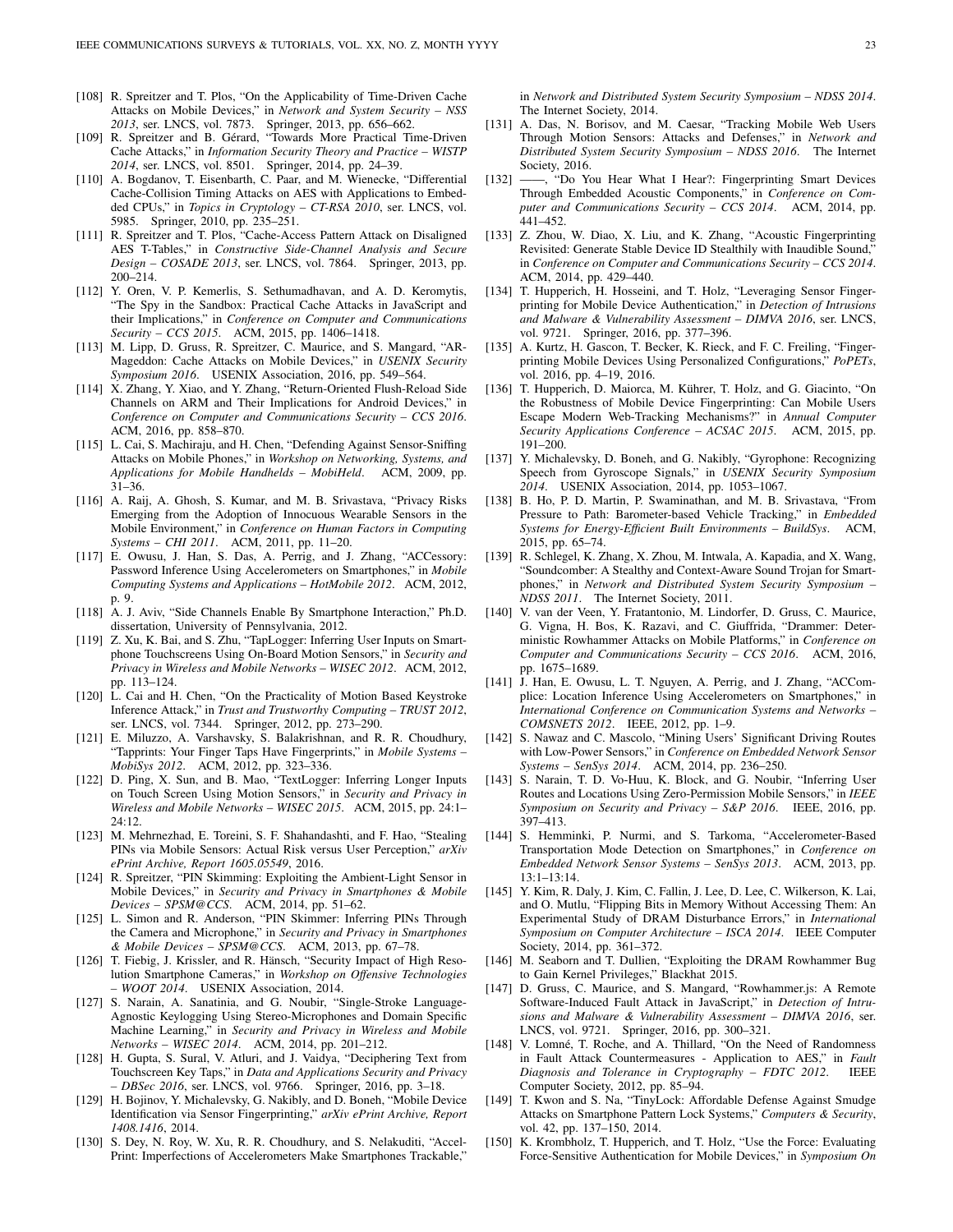[108] R. Spreitzer and T. Plos, "On the Applicability of Time-Driven Cache Attacks on Mobile Devices," in *Network and System Security – NSS 2013*, ser. LNCS, vol. 7873. Springer, 2013, pp. 656–662.

[109] R. Spreitzer and B. Gérard, "Towards More Practical Time-Driven Cache Attacks," in *Information Security Theory and Practice – WISTP 2014*, ser. LNCS, vol. 8501. Springer, 2014, pp. 24–39.

[110] A. Bogdanov, T. Eisenbarth, C. Paar, and M. Wienecke, "Differential Cache-Collision Timing Attacks on AES with Applications to Embedded CPUs," in *Topics in Cryptology – CT-RSA 2010*, ser. LNCS, vol. 5985. Springer, 2010, pp. 235–251.

[111] R. Spreitzer and T. Plos, "Cache-Access Pattern Attack on Disaligned AES T-Tables," in *Constructive Side-Channel Analysis and Secure Design – COSADE 2013*, ser. LNCS, vol. 7864. Springer, 2013, pp. 200–214.

[112] Y. Oren, V. P. Kemerlis, S. Sethumadhavan, and A. D. Keromytis, "The Spy in the Sandbox: Practical Cache Attacks in JavaScript and their Implications," in *Conference on Computer and Communications Security – CCS 2015*. ACM, 2015, pp. 1406–1418.

[113] M. Lipp, D. Gruss, R. Spreitzer, C. Maurice, and S. Mangard, "ARMageddon: Cache Attacks on Mobile Devices," in *USENIX Security Symposium 2016*. USENIX Association, 2016, pp. 549–564.

[114] X. Zhang, Y. Xiao, and Y. Zhang, "Return-Oriented Flush-Reload Side Channels on ARM and Their Implications for Android Devices," in *Conference on Computer and Communications Security – CCS 2016*. ACM, 2016, pp. 858–870.

[115] L. Cai, S. Machiraju, and H. Chen, "Defending Against Sensor-Sniffing Attacks on Mobile Phones," in *Workshop on Networking, Systems, and Applications for Mobile Handhelds – MobiHeld*. ACM, 2009, pp. 31–36.

[116] A. Raij, A. Ghosh, S. Kumar, and M. B. Srivastava, "Privacy Risks Emerging from the Adoption of Innocuous Wearable Sensors in the Mobile Environment," in *Conference on Human Factors in Computing Systems – CHI 2011*. ACM, 2011, pp. 11–20.

[117] E. Owusu, J. Han, S. Das, A. Perrig, and J. Zhang, "ACCessory: Password Inference Using Accelerometers on Smartphones," in *Mobile Computing Systems and Applications – HotMobile 2012*. ACM, 2012, p. 9.

[118] A. J. Aviv, "Side Channels Enable By Smartphone Interaction," Ph.D. dissertation, University of Pennsylvania, 2012.

[119] Z. Xu, K. Bai, and S. Zhu, "TapLogger: Inferring User Inputs on Smartphone Touchscreens Using On-Board Motion Sensors," in *Security and Privacy in Wireless and Mobile Networks – WISEC 2012*. ACM, 2012, pp. 113–124.

[120] L. Cai and H. Chen, "On the Practicality of Motion Based Keystroke Inference Attack," in *Trust and Trustworthy Computing – TRUST 2012*, ser. LNCS, vol. 7344. Springer, 2012, pp. 273–290.

[121] E. Miluzzo, A. Varshavsky, S. Balakrishnan, and R. R. Choudhury, "Tapprints: Your Finger Taps Have Fingerprints," in *Mobile Systems – MobiSys 2012*. ACM, 2012, pp. 323–336.

[122] D. Ping, X. Sun, and B. Mao, "TextLogger: Inferring Longer Inputs on Touch Screen Using Motion Sensors," in *Security and Privacy in Wireless and Mobile Networks – WISEC 2015*. ACM, 2015, pp. 24:1–24:12.

[123] M. Mehrnezhad, E. Toreini, S. F. Shahandashti, and F. Hao, "Stealing PINs via Mobile Sensors: Actual Risk versus User Perception," *arXiv ePrint Archive, Report 1605.05549*, 2016.

[124] R. Spreitzer, "PIN Skimming: Exploiting the Ambient-Light Sensor in Mobile Devices," in *Security and Privacy in Smartphones & Mobile Devices – SPSM@CCS*. ACM, 2014, pp. 51–62.

[125] L. Simon and R. Anderson, "PIN Skimmer: Inferring PINs Through the Camera and Microphone," in *Security and Privacy in Smartphones & Mobile Devices – SPSM@CCS*. ACM, 2013, pp. 67–78.

[126] T. Fiebig, J. Krissler, and R. Hänsch, "Security Impact of High Resolution Smartphone Cameras," in *Workshop on Offensive Technologies – WOOT 2014*. USENIX Association, 2014.

[127] S. Narain, A. Sanatinia, and G. Noubir, "Single-Stroke Language-Agnostic Keylogging Using Stereo-Microphones and Domain Specific Machine Learning," in *Security and Privacy in Wireless and Mobile Networks – WISEC 2014*. ACM, 2014, pp. 201–212.

[128] H. Gupta, S. Sural, V. Atluri, and J. Vaidya, "Deciphering Text from Touchscreen Key Taps," in *Data and Applications Security and Privacy – DBSec 2016*, ser. LNCS, vol. 9766. Springer, 2016, pp. 3–18.

[129] H. Bojinov, Y. Michalevsky, G. Nakibly, and D. Boneh, "Mobile Device Identification via Sensor Fingerprinting," *arXiv ePrint Archive, Report 1408.1416*, 2014.

[130] S. Dey, N. Roy, W. Xu, R. R. Choudhury, and S. Nelakuditi, "AccelPrint: Imperfections of Accelerometers Make Smartphones Trackable," in *Network and Distributed System Security Symposium – NDSS 2014*. The Internet Society, 2014.

[131] A. Das, N. Borisov, and M. Caesar, "Tracking Mobile Web Users Through Motion Sensors: Attacks and Defenses," in *Network and Distributed System Security Symposium – NDSS 2016*. The Internet Society, 2016.

[132] ——, "Do You Hear What I Hear?: Fingerprinting Smart Devices Through Embedded Acoustic Components," in *Conference on Computer and Communications Security – CCS 2014*. ACM, 2014, pp. 441–452.

[133] Z. Zhou, W. Diao, X. Liu, and K. Zhang, "Acoustic Fingerprinting Revisited: Generate Stable Device ID Stealthily with Inaudible Sound," in *Conference on Computer and Communications Security – CCS 2014*. ACM, 2014, pp. 429–440.

[134] T. Hupperich, H. Hosseini, and T. Holz, "Leveraging Sensor Fingerprinting for Mobile Device Authentication," in *Detection of Intrusions and Malware & Vulnerability Assessment – DIMVA 2016*, ser. LNCS, vol. 9721. Springer, 2016, pp. 377–396.

[135] A. Kurtz, H. Gascon, T. Becker, K. Rieck, and F. C. Freiling, "Fingerprinting Mobile Devices Using Personalized Configurations," *PoPETs*, vol. 2016, pp. 4–19, 2016.

[136] T. Hupperich, D. Maiorca, M. Kührer, T. Holz, and G. Giacinto, "On the Robustness of Mobile Device Fingerprinting: Can Mobile Users Escape Modern Web-Tracking Mechanisms?" in *Annual Computer Security Applications Conference – ACSAC 2015*. ACM, 2015, pp. 191–200.

[137] Y. Michalevsky, D. Boneh, and G. Nakibly, "Gyrophone: Recognizing Speech from Gyroscope Signals," in *USENIX Security Symposium 2014*. USENIX Association, 2014, pp. 1053–1067.

[138] B. Ho, P. D. Martin, P. Swaminathan, and M. B. Srivastava, "From Pressure to Path: Barometer-based Vehicle Tracking," in *Embedded Systems for Energy-Efficient Built Environments – BuildSys*. ACM, 2015, pp. 65–74.

[139] R. Schlegel, K. Zhang, X. Zhou, M. Intwala, A. Kapadia, and X. Wang, "Soundcomber: A Stealthy and Context-Aware Sound Trojan for Smartphones," in *Network and Distributed System Security Symposium – NDSS 2011*. The Internet Society, 2011.

[140] V. van der Veen, Y. Fratantonio, M. Lindorfer, D. Gruss, C. Maurice, G. Vigna, H. Bos, K. Razavi, and C. Giuffrida, "Drammer: Deterministic Rowhammer Attacks on Mobile Platforms," in *Conference on Computer and Communications Security – CCS 2016*. ACM, 2016, pp. 1675–1689.

[141] J. Han, E. Owusu, L. T. Nguyen, A. Perrig, and J. Zhang, "ACComplice: Location Inference Using Accelerometers on Smartphones," in *International Conference on Communication Systems and Networks – COMSNETS 2012*. IEEE, 2012, pp. 1–9.

[142] S. Nawaz and C. Mascolo, "Mining Users' Significant Driving Routes with Low-Power Sensors," in *Conference on Embedded Network Sensor Systems – SenSys 2014*. ACM, 2014, pp. 236–250.

[143] S. Narain, T. D. Vo-Huu, K. Block, and G. Noubir, "Inferring User Routes and Locations Using Zero-Permission Mobile Sensors," in *IEEE Symposium on Security and Privacy – S&P 2016*. IEEE, 2016, pp. 397–413.

[144] S. Hemminki, P. Nurmi, and S. Tarkoma, "Accelerometer-Based Transportation Mode Detection on Smartphones," in *Conference on Embedded Network Sensor Systems – SenSys 2013*. ACM, 2013, pp. 13:1–13:14.

[145] Y. Kim, R. Daly, J. Kim, C. Fallin, J. Lee, D. Lee, C. Wilkerson, K. Lai, and O. Mutlu, "Flipping Bits in Memory Without Accessing Them: An Experimental Study of DRAM Disturbance Errors," in *International Symposium on Computer Architecture – ISCA 2014*. IEEE Computer Society, 2014, pp. 361–372.

[146] M. Seaborn and T. Dullien, "Exploiting the DRAM Rowhammer Bug to Gain Kernel Privileges," Blackhat 2015.

[147] D. Gruss, C. Maurice, and S. Mangard, "Rowhammer.js: A Remote Software-Induced Fault Attack in JavaScript," in *Detection of Intrusions and Malware & Vulnerability Assessment – DIMVA 2016*, ser. LNCS, vol. 9721. Springer, 2016, pp. 300–321.

[148] V. Lomné, T. Roche, and A. Thillard, "On the Need of Randomness in Fault Attack Countermeasures - Application to AES," in *Fault Diagnosis and Tolerance in Cryptography – FDTC 2012*. IEEE Computer Society, 2012, pp. 85–94.

[149] T. Kwon and S. Na, "TinyLock: Affordable Defense Against Smudge Attacks on Smartphone Pattern Lock Systems," *Computers & Security*, vol. 42, pp. 137–150, 2014.

[150] K. Krombholz, T. Hupperich, and T. Holz, "Use the Force: Evaluating Force-Sensitive Authentication for Mobile Devices," in *Symposium On*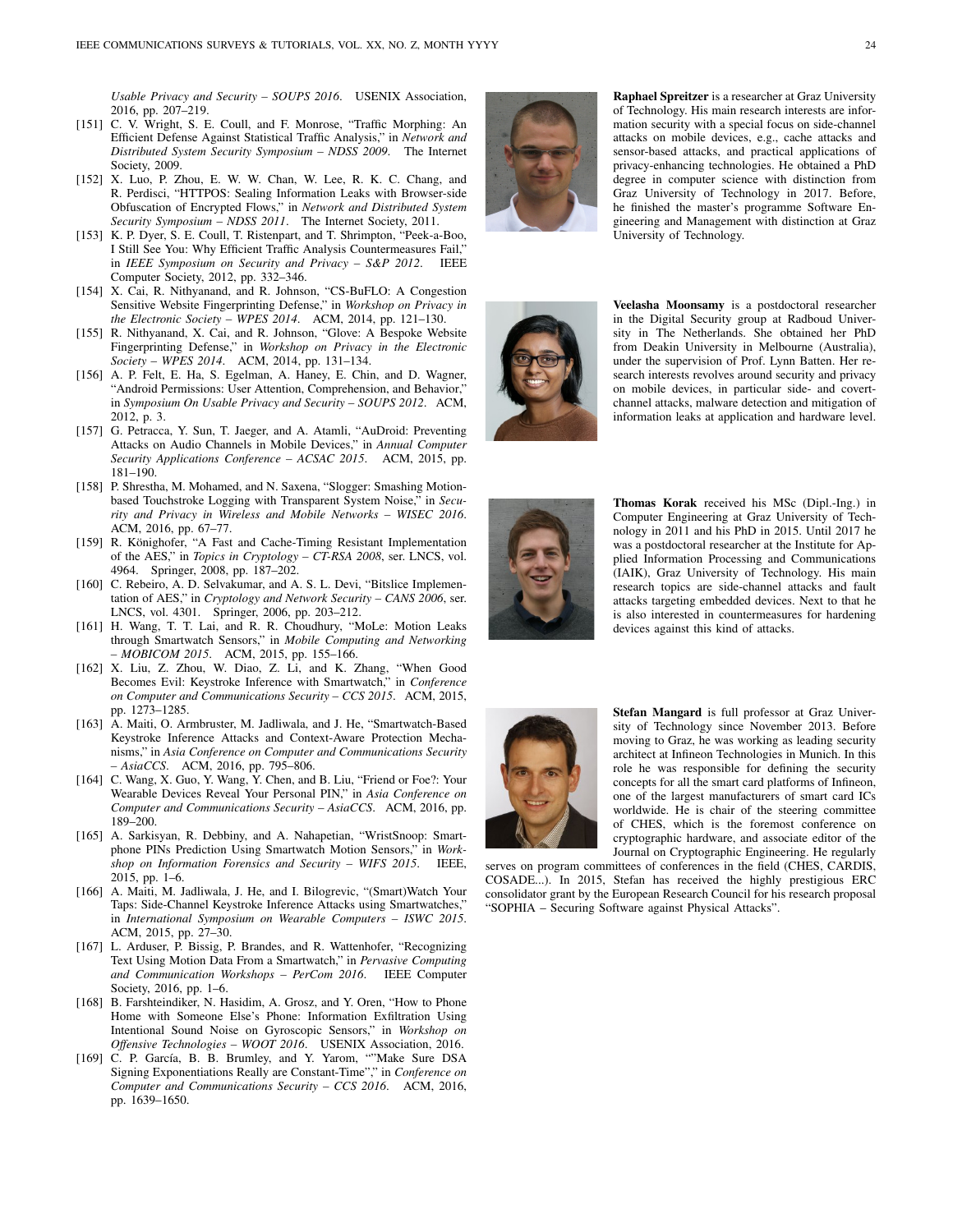*Usable Privacy and Security – SOUPS 2016*. USENIX Association, 2016, pp. 207–219.

[151] C. V. Wright, S. E. Coull, and F. Monrose, "Traffic Morphing: An Efficient Defense Against Statistical Traffic Analysis," in *Network and Distributed System Security Symposium – NDSS 2009*. The Internet Society, 2009.

[152] X. Luo, P. Zhou, E. W. W. Chan, W. Lee, R. K. C. Chang, and R. Perdisci, "HTTPOS: Sealing Information Leaks with Browser-side Obfuscation of Encrypted Flows," in *Network and Distributed System Security Symposium – NDSS 2011*. The Internet Society, 2011.

[153] K. P. Dyer, S. E. Coull, T. Ristenpart, and T. Shrimpton, "Peek-a-Boo, I Still See You: Why Efficient Traffic Analysis Countermeasures Fail," in *IEEE Symposium on Security and Privacy – S&P 2012*. IEEE Computer Society, 2012, pp. 332–346.

[154] X. Cai, R. Nithyanand, and R. Johnson, "CS-BuFLO: A Congestion Sensitive Website Fingerprinting Defense," in *Workshop on Privacy in the Electronic Society – WPES 2014*. ACM, 2014, pp. 121–130.

[155] R. Nithyanand, X. Cai, and R. Johnson, "Glove: A Bespoke Website Fingerprinting Defense," in *Workshop on Privacy in the Electronic Society – WPES 2014*. ACM, 2014, pp. 131–134.

[156] A. P. Felt, E. Ha, S. Egelman, A. Haney, E. Chin, and D. Wagner, "Android Permissions: User Attention, Comprehension, and Behavior," in *Symposium On Usable Privacy and Security – SOUPS 2012*. ACM, 2012, p. 3.

[157] G. Petracca, Y. Sun, T. Jaeger, and A. Atamli, "AuDroid: Preventing Attacks on Audio Channels in Mobile Devices," in *Annual Computer Security Applications Conference – ACSAC 2015*. ACM, 2015, pp. 181–190.

[158] P. Shrestha, M. Mohamed, and N. Saxena, "Slogger: Smashing Motion-based Touchstroke Logging with Transparent System Noise," in *Security and Privacy in Wireless and Mobile Networks – WISEC 2016*. ACM, 2016, pp. 67–77.

[159] R. Könighofer, "A Fast and Cache-Timing Resistant Implementation of the AES," in *Topics in Cryptology – CT-RSA 2008*, ser. LNCS, vol. 4964. Springer, 2008, pp. 187–202.

[160] C. Rebeiro, A. D. Selvakumar, and A. S. L. Devi, "Bitslice Implementation of AES," in *Cryptology and Network Security – CANS 2006*, ser. LNCS, vol. 4301. Springer, 2006, pp. 203–212.

[161] H. Wang, T. T. Lai, and R. R. Choudhury, "MoLe: Motion Leaks through Smartwatch Sensors," in *Mobile Computing and Networking – MOBICOM 2015*. ACM, 2015, pp. 155–166.

[162] X. Liu, Z. Zhou, W. Diao, Z. Li, and K. Zhang, "When Good Becomes Evil: Keystroke Inference with Smartwatch," in *Conference on Computer and Communications Security – CCS 2015*. ACM, 2015, pp. 1273–1285.

[163] A. Maiti, O. Armbruster, M. Jadliwala, and J. He, "Smartwatch-Based Keystroke Inference Attacks and Context-Aware Protection Mechanisms," in *Asia Conference on Computer and Communications Security – AsiaCCS*. ACM, 2016, pp. 795–806.

[164] C. Wang, X. Guo, Y. Wang, Y. Chen, and B. Liu, "Friend or Foe?: Your Wearable Devices Reveal Your Personal PIN," in *Asia Conference on Computer and Communications Security – AsiaCCS*. ACM, 2016, pp. 189–200.

[165] A. Sarkisyan, R. Debbiny, and A. Nahapetian, "WristSnoop: Smartphone PINs Prediction Using Smartwatch Motion Sensors," in *Workshop on Information Forensics and Security – WIFS 2015*. IEEE, 2015, pp. 1–6.

[166] A. Maiti, M. Jadliwala, J. He, and I. Bilogrevic, "(Smart)Watch Your Taps: Side-Channel Keystroke Inference Attacks using Smartwatches," in *International Symposium on Wearable Computers – ISWC 2015*. ACM, 2015, pp. 27–30.

[167] L. Arduser, P. Bissig, P. Brandes, and R. Wattenhofer, "Recognizing Text Using Motion Data From a Smartwatch," in *Pervasive Computing and Communication Workshops – PerCom 2016*. IEEE Computer Society, 2016, pp. 1–6.

[168] B. Farshteindiker, N. Hasidim, A. Grosz, and Y. Oren, "How to Phone Home with Someone Else's Phone: Information Exfiltration Using Intentional Sound Noise on Gyroscopic Sensors," in *Workshop on Offensive Technologies – WOOT 2016*. USENIX Association, 2016.

[169] C. P. García, B. B. Brumley, and Y. Yarom, ""Make Sure DSA Signing Exponentiations Really are Constant-Time"," in *Conference on Computer and Communications Security – CCS 2016*. ACM, 2016, pp. 1639–1650.

**Raphael Spreitzer** is a researcher at Graz University of Technology. His main research interests are information security with a special focus on side-channel attacks on mobile devices, e.g., cache attacks and sensor-based attacks, and practical applications of privacy-enhancing technologies. He obtained a PhD degree in computer science with distinction from Graz University of Technology in 2017. Before, he finished the master's programme Software Engineering and Management with distinction at Graz University of Technology.

**Veelasha Moonsamy** is a postdoctoral researcher in the Digital Security group at Radboud University in The Netherlands. She obtained her PhD from Deakin University in Melbourne (Australia), under the supervision of Prof. Lynn Batten. Her research interests revolve around security and privacy on mobile devices, in particular side- and covert-channel attacks, malware detection and mitigation of information leaks at application and hardware level.

**Thomas Korak** received his MSc (Dipl.-Ing.) in Computer Engineering at Graz University of Technology in 2011 and his PhD in 2015. Until 2017 he was a postdoctoral researcher at the Institute for Applied Information Processing and Communications (IAIK), Graz University of Technology. His main research topics are side-channel attacks and fault attacks targeting embedded devices. Next to that he is also interested in countermeasures for hardening devices against this kind of attacks.

**Stefan Mangard** is full professor at Graz University of Technology since November 2013. Before moving to Graz, he was working as leading security architect at Infineon Technologies in Munich. In this role he was responsible for defining the security concepts for all the smart card platforms of Infineon, one of the largest manufacturers of smart card ICs worldwide. He is chair of the steering committee of CHES, which is the foremost conference on cryptographic hardware, and associate editor of the Journal on Cryptographic Engineering. He regularly serves on program committees of conferences in the field (CHES, CARDIS, COSADE...). In 2015, Stefan has received the highly prestigious ERC consolidator grant by the European Research Council for his research proposal "SOPHIA – Securing Software against Physical Attacks".